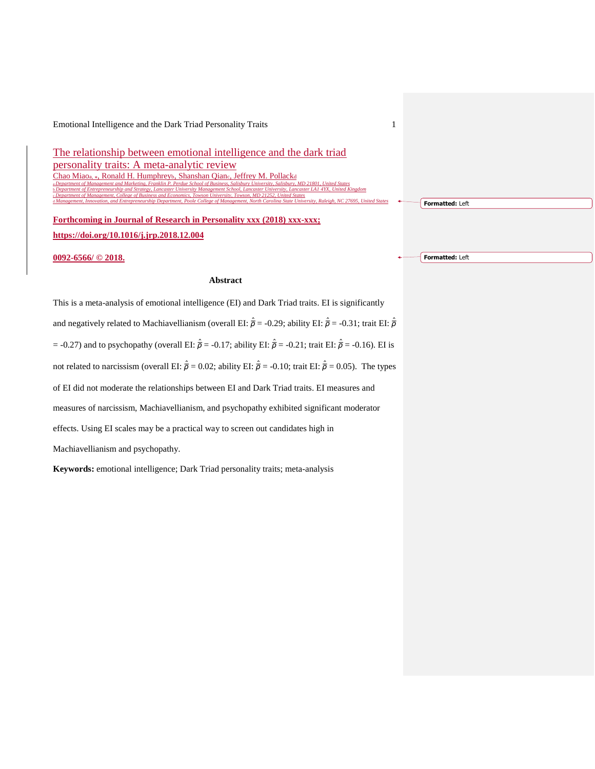# The relationship between emotional intelligence and the dark triad personality traits: A meta-analytic review

Chao Miao[a, *], Ronald H. Humphrey[b], Shanshan Qian[c], Jeffrey M. Pollack[d]

[a] Department of Management and Marketing, Franklin P. Perdue School of Business, Salisbury University, Salisbury, MD 21801, United States
[b] Department of Entrepreneurship and Strategy, Lancaster University Management School, Lancaster University, Lancaster LA1 4YX, United Kingdom
[c] Department of Management, College of Business and Economics, Towson University, Towson, MD 21252, United States
[d] Management, Innovation, and Entrepreneurship Department, Poole College of Management, North Carolina State University, Raleigh, NC 27695, United States

**Forthcoming in Journal of Research in Personality xxx (2018) xxx-xxx; https://doi.org/10.1016/j.jrp.2018.12.004**

**0092-6566/ © 2018.**

## Abstract

This is a meta-analysis of emotional intelligence (EI) and Dark Triad traits. EI is significantly and negatively related to Machiavellianism (overall EI: $\hat{\bar{\rho}}$ = -0.29; ability EI: $\hat{\bar{\rho}}$ = -0.31; trait EI: $\hat{\bar{\rho}}$ = -0.27) and to psychopathy (overall EI: $\hat{\bar{\rho}}$ = -0.17; ability EI: $\hat{\bar{\rho}}$ = -0.21; trait EI: $\hat{\bar{\rho}}$ = -0.16). EI is not related to narcissism (overall EI: $\hat{\bar{\rho}}$ = 0.02; ability EI: $\hat{\bar{\rho}}$ = -0.10; trait EI: $\hat{\bar{\rho}}$ = 0.05). The types of EI did not moderate the relationships between EI and Dark Triad traits. EI measures and measures of narcissism, Machiavellianism, and psychopathy exhibited significant moderator effects. Using EI scales may be a practical way to screen out candidates high in Machiavellianism and psychopathy.

**Keywords:** emotional intelligence; Dark Triad personality traits; meta-analysis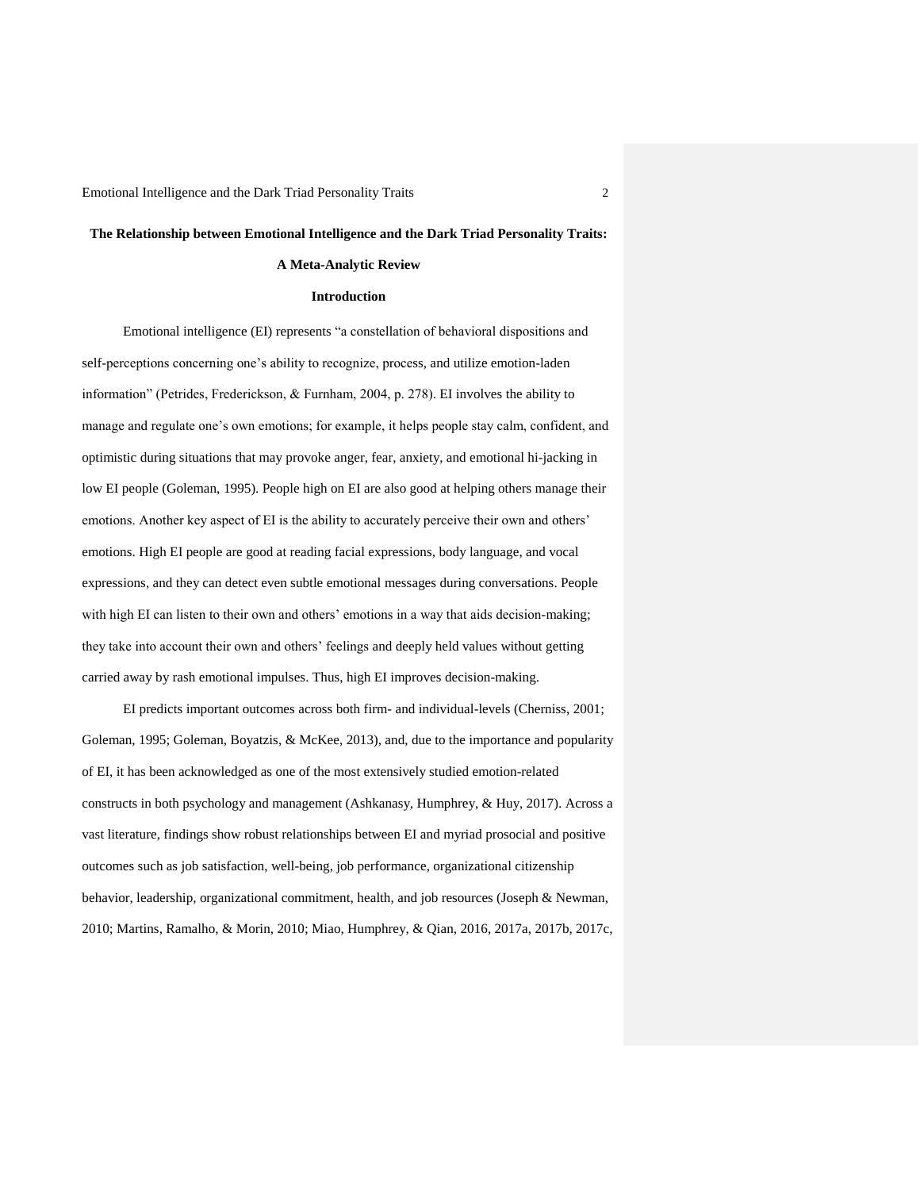# The Relationship between Emotional Intelligence and the Dark Triad Personality Traits: A Meta-Analytic Review

## Introduction

Emotional intelligence (EI) represents "a constellation of behavioral dispositions and self-perceptions concerning one's ability to recognize, process, and utilize emotion-laden information" (Petrides, Frederickson, & Furnham, 2004, p. 278). EI involves the ability to manage and regulate one's own emotions; for example, it helps people stay calm, confident, and optimistic during situations that may provoke anger, fear, anxiety, and emotional hi-jacking in low EI people (Goleman, 1995). People high on EI are also good at helping others manage their emotions. Another key aspect of EI is the ability to accurately perceive their own and others' emotions. High EI people are good at reading facial expressions, body language, and vocal expressions, and they can detect even subtle emotional messages during conversations. People with high EI can listen to their own and others' emotions in a way that aids decision-making; they take into account their own and others' feelings and deeply held values without getting carried away by rash emotional impulses. Thus, high EI improves decision-making.

EI predicts important outcomes across both firm- and individual-levels (Cherniss, 2001; Goleman, 1995; Goleman, Boyatzis, & McKee, 2013), and, due to the importance and popularity of EI, it has been acknowledged as one of the most extensively studied emotion-related constructs in both psychology and management (Ashkanasy, Humphrey, & Huy, 2017). Across a vast literature, findings show robust relationships between EI and myriad prosocial and positive outcomes such as job satisfaction, well-being, job performance, organizational citizenship behavior, leadership, organizational commitment, health, and job resources (Joseph & Newman, 2010; Martins, Ramalho, & Morin, 2010; Miao, Humphrey, & Qian, 2016, 2017a, 2017b, 2017c,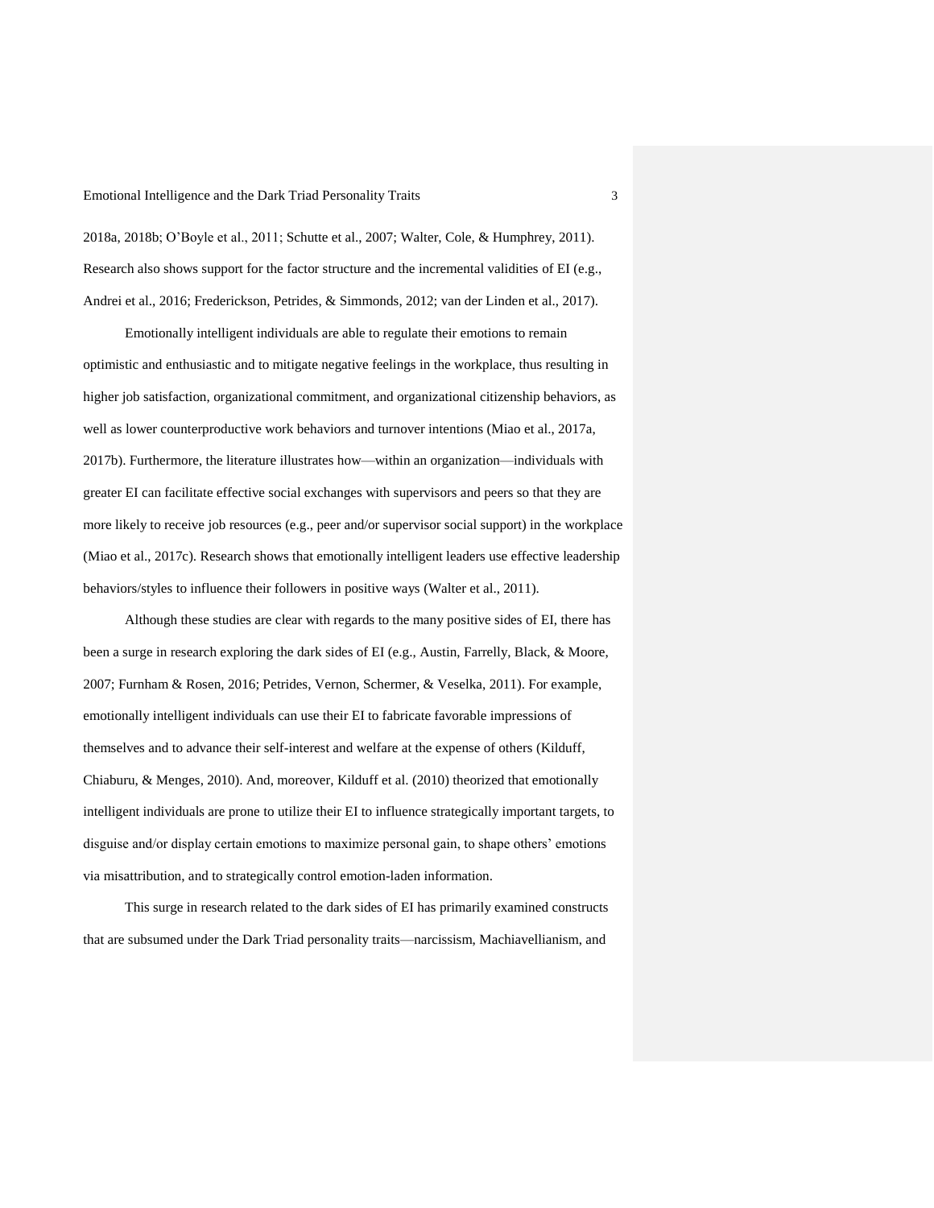2018a, 2018b; O'Boyle et al., 2011; Schutte et al., 2007; Walter, Cole, & Humphrey, 2011). Research also shows support for the factor structure and the incremental validities of EI (e.g., Andrei et al., 2016; Frederickson, Petrides, & Simmonds, 2012; van der Linden et al., 2017).

Emotionally intelligent individuals are able to regulate their emotions to remain optimistic and enthusiastic and to mitigate negative feelings in the workplace, thus resulting in higher job satisfaction, organizational commitment, and organizational citizenship behaviors, as well as lower counterproductive work behaviors and turnover intentions (Miao et al., 2017a, 2017b). Furthermore, the literature illustrates how—within an organization—individuals with greater EI can facilitate effective social exchanges with supervisors and peers so that they are more likely to receive job resources (e.g., peer and/or supervisor social support) in the workplace (Miao et al., 2017c). Research shows that emotionally intelligent leaders use effective leadership behaviors/styles to influence their followers in positive ways (Walter et al., 2011).

Although these studies are clear with regards to the many positive sides of EI, there has been a surge in research exploring the dark sides of EI (e.g., Austin, Farrelly, Black, & Moore, 2007; Furnham & Rosen, 2016; Petrides, Vernon, Schermer, & Veselka, 2011). For example, emotionally intelligent individuals can use their EI to fabricate favorable impressions of themselves and to advance their self-interest and welfare at the expense of others (Kilduff, Chiaburu, & Menges, 2010). And, moreover, Kilduff et al. (2010) theorized that emotionally intelligent individuals are prone to utilize their EI to influence strategically important targets, to disguise and/or display certain emotions to maximize personal gain, to shape others' emotions via misattribution, and to strategically control emotion-laden information.

This surge in research related to the dark sides of EI has primarily examined constructs that are subsumed under the Dark Triad personality traits—narcissism, Machiavellianism, and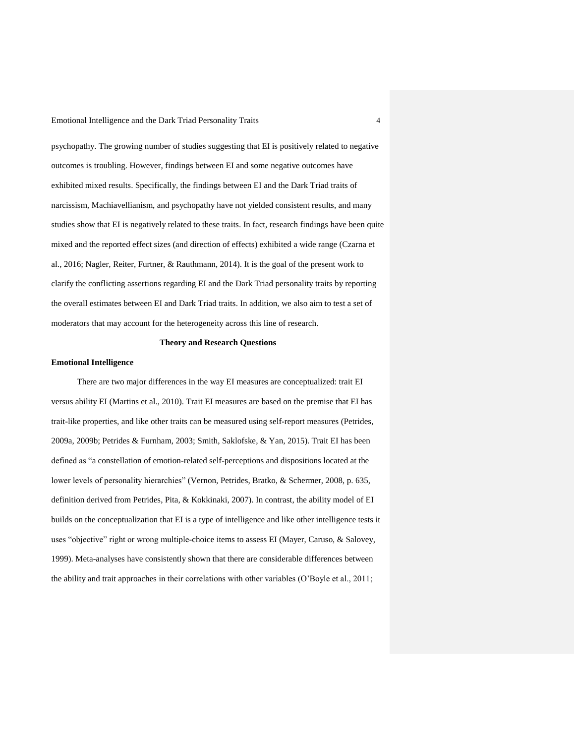psychopathy. The growing number of studies suggesting that EI is positively related to negative outcomes is troubling. However, findings between EI and some negative outcomes have exhibited mixed results. Specifically, the findings between EI and the Dark Triad traits of narcissism, Machiavellianism, and psychopathy have not yielded consistent results, and many studies show that EI is negatively related to these traits. In fact, research findings have been quite mixed and the reported effect sizes (and direction of effects) exhibited a wide range (Czarna et al., 2016; Nagler, Reiter, Furtner, & Rauthmann, 2014). It is the goal of the present work to clarify the conflicting assertions regarding EI and the Dark Triad personality traits by reporting the overall estimates between EI and Dark Triad traits. In addition, we also aim to test a set of moderators that may account for the heterogeneity across this line of research.

## Theory and Research Questions

### Emotional Intelligence

There are two major differences in the way EI measures are conceptualized: trait EI versus ability EI (Martins et al., 2010). Trait EI measures are based on the premise that EI has trait-like properties, and like other traits can be measured using self-report measures (Petrides, 2009a, 2009b; Petrides & Furnham, 2003; Smith, Saklofske, & Yan, 2015). Trait EI has been defined as "a constellation of emotion-related self-perceptions and dispositions located at the lower levels of personality hierarchies" (Vernon, Petrides, Bratko, & Schermer, 2008, p. 635, definition derived from Petrides, Pita, & Kokkinaki, 2007). In contrast, the ability model of EI builds on the conceptualization that EI is a type of intelligence and like other intelligence tests it uses "objective" right or wrong multiple-choice items to assess EI (Mayer, Caruso, & Salovey, 1999). Meta-analyses have consistently shown that there are considerable differences between the ability and trait approaches in their correlations with other variables (O'Boyle et al., 2011;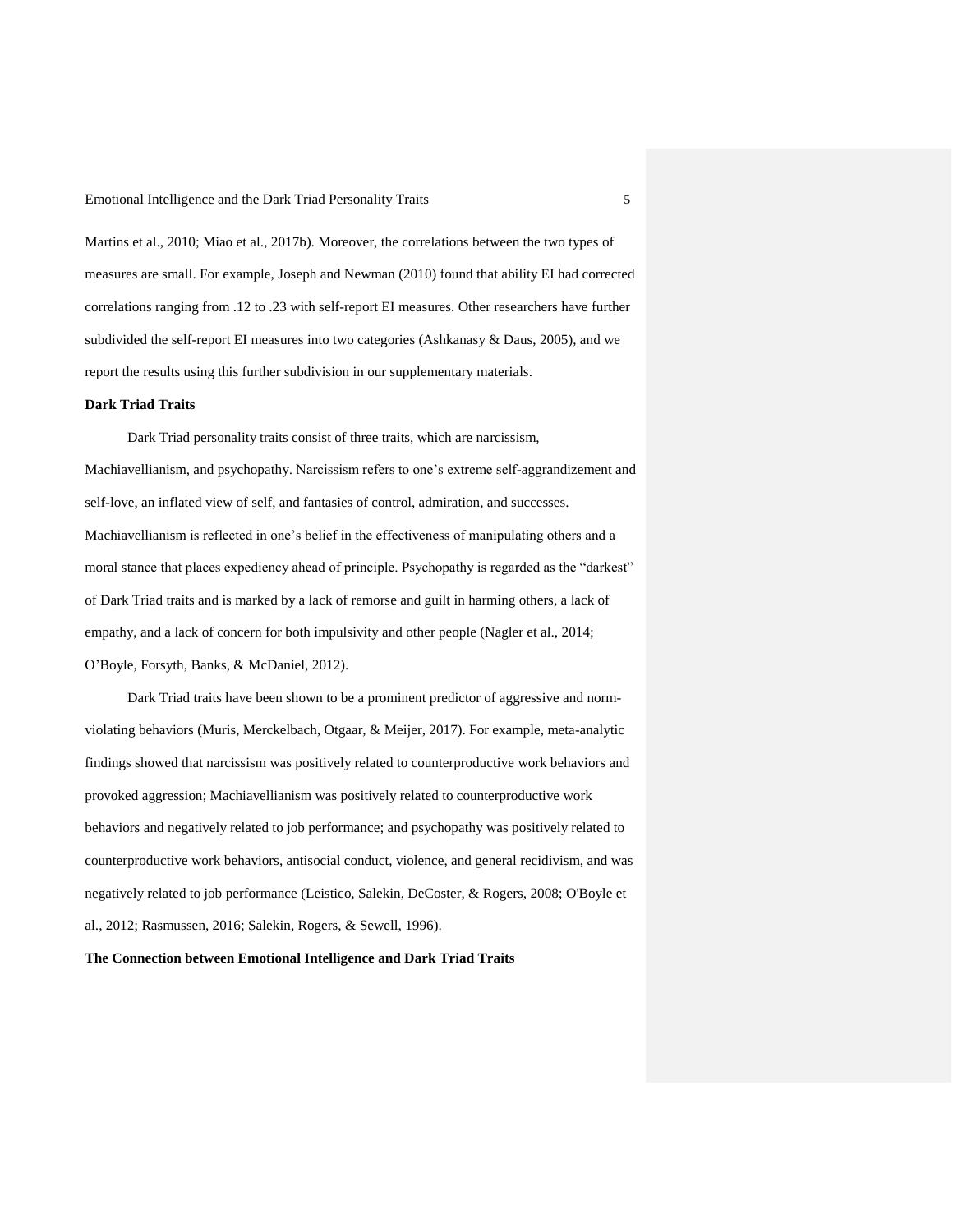Martins et al., 2010; Miao et al., 2017b). Moreover, the correlations between the two types of measures are small. For example, Joseph and Newman (2010) found that ability EI had corrected correlations ranging from .12 to .23 with self-report EI measures. Other researchers have further subdivided the self-report EI measures into two categories (Ashkanasy & Daus, 2005), and we report the results using this further subdivision in our supplementary materials.

**Dark Triad Traits**

Dark Triad personality traits consist of three traits, which are narcissism, Machiavellianism, and psychopathy. Narcissism refers to one's extreme self-aggrandizement and self-love, an inflated view of self, and fantasies of control, admiration, and successes. Machiavellianism is reflected in one's belief in the effectiveness of manipulating others and a moral stance that places expediency ahead of principle. Psychopathy is regarded as the "darkest" of Dark Triad traits and is marked by a lack of remorse and guilt in harming others, a lack of empathy, and a lack of concern for both impulsivity and other people (Nagler et al., 2014; O'Boyle, Forsyth, Banks, & McDaniel, 2012).

Dark Triad traits have been shown to be a prominent predictor of aggressive and norm-violating behaviors (Muris, Merckelbach, Otgaar, & Meijer, 2017). For example, meta-analytic findings showed that narcissism was positively related to counterproductive work behaviors and provoked aggression; Machiavellianism was positively related to counterproductive work behaviors and negatively related to job performance; and psychopathy was positively related to counterproductive work behaviors, antisocial conduct, violence, and general recidivism, and was negatively related to job performance (Leistico, Salekin, DeCoster, & Rogers, 2008; O'Boyle et al., 2012; Rasmussen, 2016; Salekin, Rogers, & Sewell, 1996).

**The Connection between Emotional Intelligence and Dark Triad Traits**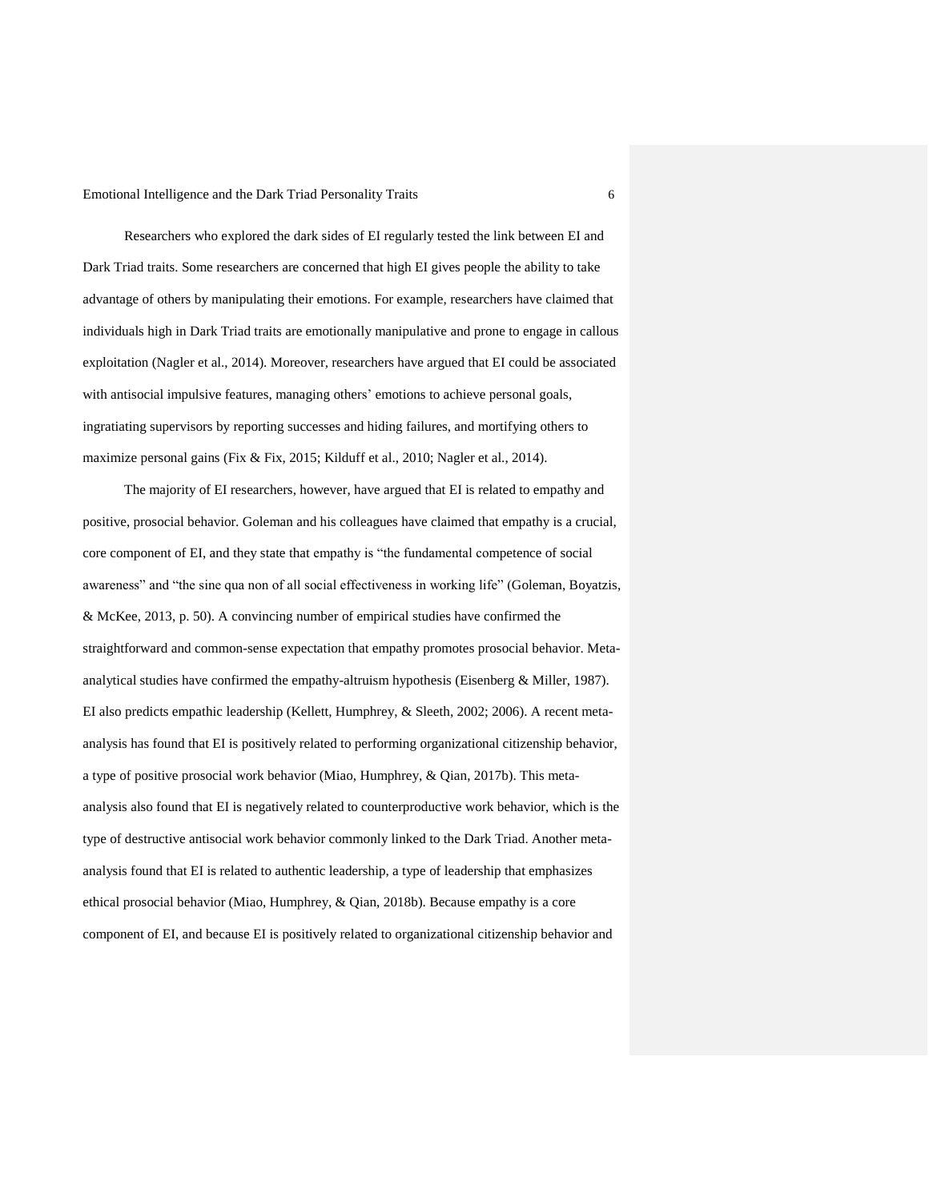Researchers who explored the dark sides of EI regularly tested the link between EI and Dark Triad traits. Some researchers are concerned that high EI gives people the ability to take advantage of others by manipulating their emotions. For example, researchers have claimed that individuals high in Dark Triad traits are emotionally manipulative and prone to engage in callous exploitation (Nagler et al., 2014). Moreover, researchers have argued that EI could be associated with antisocial impulsive features, managing others' emotions to achieve personal goals, ingratiating supervisors by reporting successes and hiding failures, and mortifying others to maximize personal gains (Fix & Fix, 2015; Kilduff et al., 2010; Nagler et al., 2014).

The majority of EI researchers, however, have argued that EI is related to empathy and positive, prosocial behavior. Goleman and his colleagues have claimed that empathy is a crucial, core component of EI, and they state that empathy is "the fundamental competence of social awareness" and "the sine qua non of all social effectiveness in working life" (Goleman, Boyatzis, & McKee, 2013, p. 50). A convincing number of empirical studies have confirmed the straightforward and common-sense expectation that empathy promotes prosocial behavior. Meta-analytical studies have confirmed the empathy-altruism hypothesis (Eisenberg & Miller, 1987). EI also predicts empathic leadership (Kellett, Humphrey, & Sleeth, 2002; 2006). A recent meta-analysis has found that EI is positively related to performing organizational citizenship behavior, a type of positive prosocial work behavior (Miao, Humphrey, & Qian, 2017b). This meta-analysis also found that EI is negatively related to counterproductive work behavior, which is the type of destructive antisocial work behavior commonly linked to the Dark Triad. Another meta-analysis found that EI is related to authentic leadership, a type of leadership that emphasizes ethical prosocial behavior (Miao, Humphrey, & Qian, 2018b). Because empathy is a core component of EI, and because EI is positively related to organizational citizenship behavior and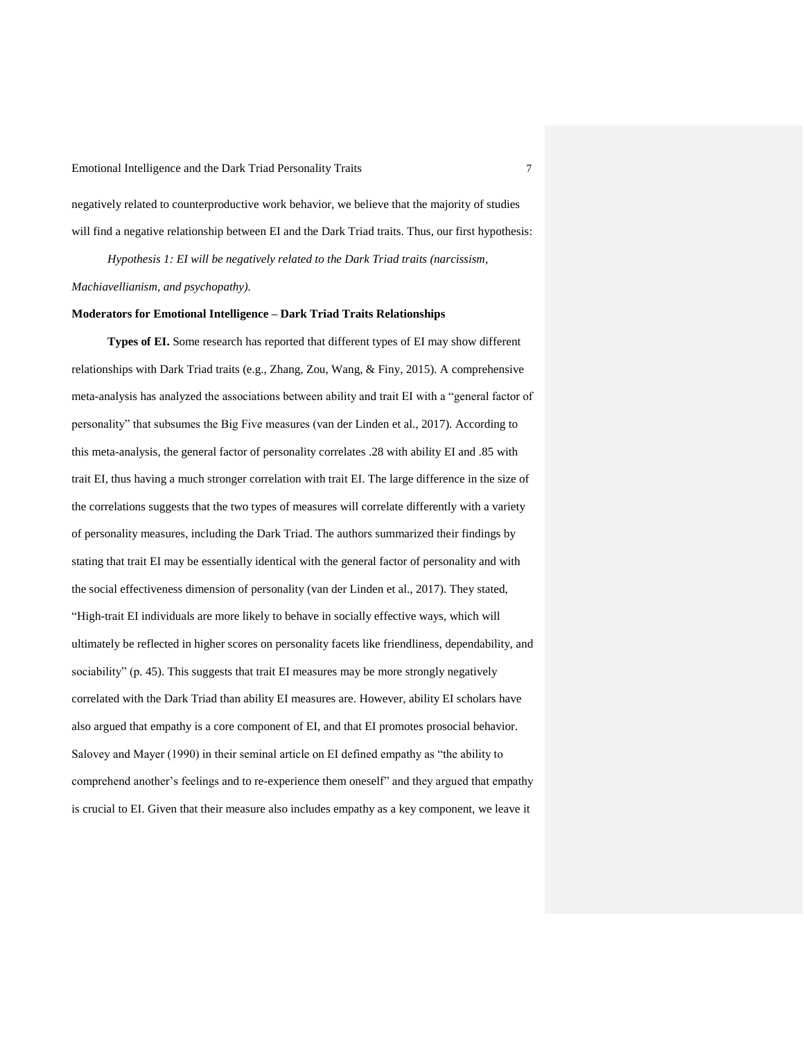negatively related to counterproductive work behavior, we believe that the majority of studies will find a negative relationship between EI and the Dark Triad traits. Thus, our first hypothesis:

*Hypothesis 1: EI will be negatively related to the Dark Triad traits (narcissism, Machiavellianism, and psychopathy).*

**Moderators for Emotional Intelligence – Dark Triad Traits Relationships**

**Types of EI.** Some research has reported that different types of EI may show different relationships with Dark Triad traits (e.g., Zhang, Zou, Wang, & Finy, 2015). A comprehensive meta-analysis has analyzed the associations between ability and trait EI with a "general factor of personality" that subsumes the Big Five measures (van der Linden et al., 2017). According to this meta-analysis, the general factor of personality correlates .28 with ability EI and .85 with trait EI, thus having a much stronger correlation with trait EI. The large difference in the size of the correlations suggests that the two types of measures will correlate differently with a variety of personality measures, including the Dark Triad. The authors summarized their findings by stating that trait EI may be essentially identical with the general factor of personality and with the social effectiveness dimension of personality (van der Linden et al., 2017). They stated, "High-trait EI individuals are more likely to behave in socially effective ways, which will ultimately be reflected in higher scores on personality facets like friendliness, dependability, and sociability" (p. 45). This suggests that trait EI measures may be more strongly negatively correlated with the Dark Triad than ability EI measures are. However, ability EI scholars have also argued that empathy is a core component of EI, and that EI promotes prosocial behavior. Salovey and Mayer (1990) in their seminal article on EI defined empathy as "the ability to comprehend another's feelings and to re-experience them oneself" and they argued that empathy is crucial to EI. Given that their measure also includes empathy as a key component, we leave it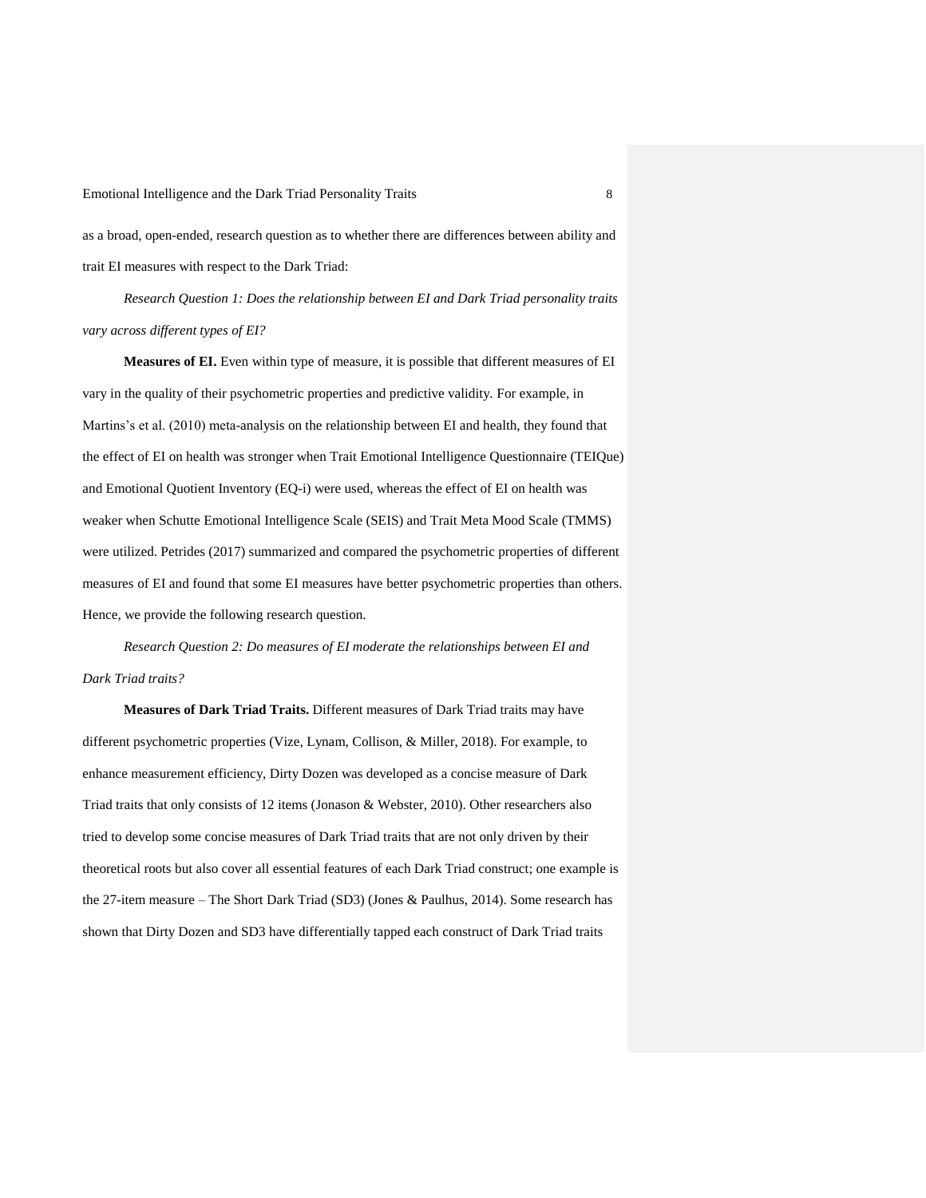as a broad, open-ended, research question as to whether there are differences between ability and trait EI measures with respect to the Dark Triad:

*Research Question 1: Does the relationship between EI and Dark Triad personality traits vary across different types of EI?*

**Measures of EI.** Even within type of measure, it is possible that different measures of EI vary in the quality of their psychometric properties and predictive validity. For example, in Martins's et al. (2010) meta-analysis on the relationship between EI and health, they found that the effect of EI on health was stronger when Trait Emotional Intelligence Questionnaire (TEIQue) and Emotional Quotient Inventory (EQ-i) were used, whereas the effect of EI on health was weaker when Schutte Emotional Intelligence Scale (SEIS) and Trait Meta Mood Scale (TMMS) were utilized. Petrides (2017) summarized and compared the psychometric properties of different measures of EI and found that some EI measures have better psychometric properties than others. Hence, we provide the following research question.

*Research Question 2: Do measures of EI moderate the relationships between EI and Dark Triad traits?*

**Measures of Dark Triad Traits.** Different measures of Dark Triad traits may have different psychometric properties (Vize, Lynam, Collison, & Miller, 2018). For example, to enhance measurement efficiency, Dirty Dozen was developed as a concise measure of Dark Triad traits that only consists of 12 items (Jonason & Webster, 2010). Other researchers also tried to develop some concise measures of Dark Triad traits that are not only driven by their theoretical roots but also cover all essential features of each Dark Triad construct; one example is the 27-item measure – The Short Dark Triad (SD3) (Jones & Paulhus, 2014). Some research has shown that Dirty Dozen and SD3 have differentially tapped each construct of Dark Triad traits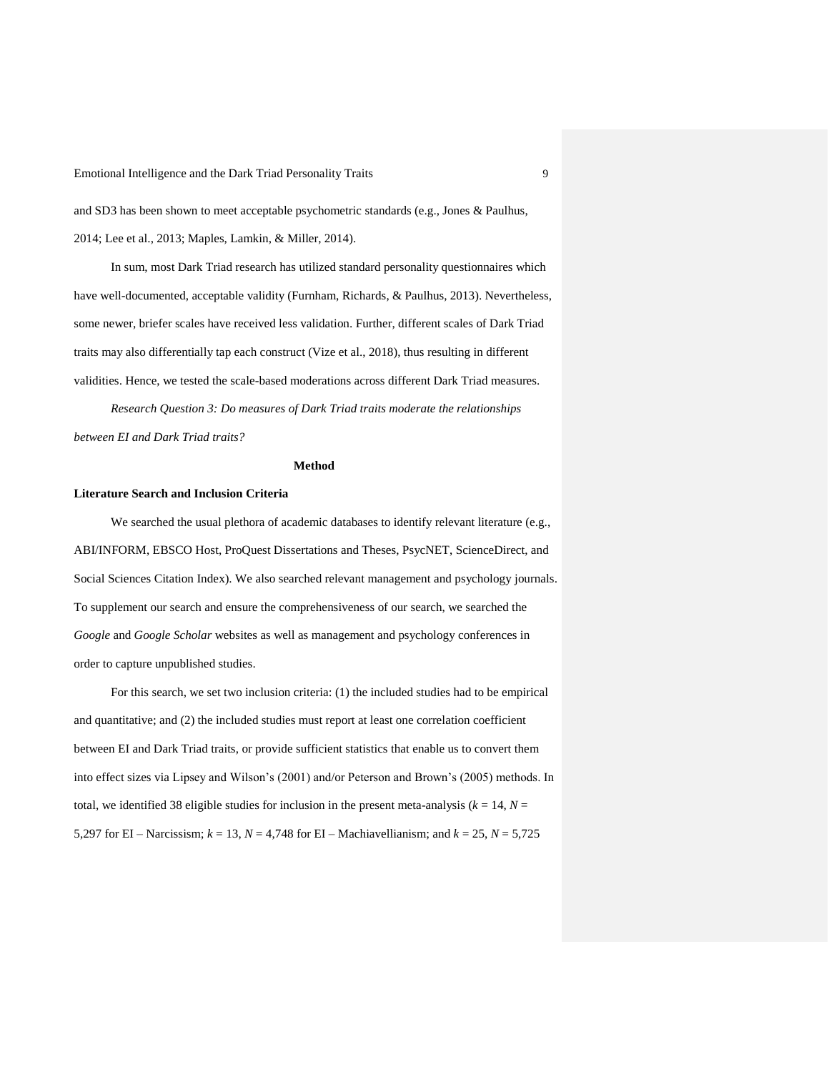and SD3 has been shown to meet acceptable psychometric standards (e.g., Jones & Paulhus, 2014; Lee et al., 2013; Maples, Lamkin, & Miller, 2014).

In sum, most Dark Triad research has utilized standard personality questionnaires which have well-documented, acceptable validity (Furnham, Richards, & Paulhus, 2013). Nevertheless, some newer, briefer scales have received less validation. Further, different scales of Dark Triad traits may also differentially tap each construct (Vize et al., 2018), thus resulting in different validities. Hence, we tested the scale-based moderations across different Dark Triad measures.

*Research Question 3: Do measures of Dark Triad traits moderate the relationships between EI and Dark Triad traits?*

# Method

## Literature Search and Inclusion Criteria

We searched the usual plethora of academic databases to identify relevant literature (e.g., ABI/INFORM, EBSCO Host, ProQuest Dissertations and Theses, PsycNET, ScienceDirect, and Social Sciences Citation Index). We also searched relevant management and psychology journals. To supplement our search and ensure the comprehensiveness of our search, we searched the *Google* and *Google Scholar* websites as well as management and psychology conferences in order to capture unpublished studies.

For this search, we set two inclusion criteria: (1) the included studies had to be empirical and quantitative; and (2) the included studies must report at least one correlation coefficient between EI and Dark Triad traits, or provide sufficient statistics that enable us to convert them into effect sizes via Lipsey and Wilson's (2001) and/or Peterson and Brown's (2005) methods. In total, we identified 38 eligible studies for inclusion in the present meta-analysis ($k$ = 14, $N$ = 5,297 for EI – Narcissism; $k$ = 13, $N$ = 4,748 for EI – Machiavellianism; and $k$ = 25, $N$ = 5,725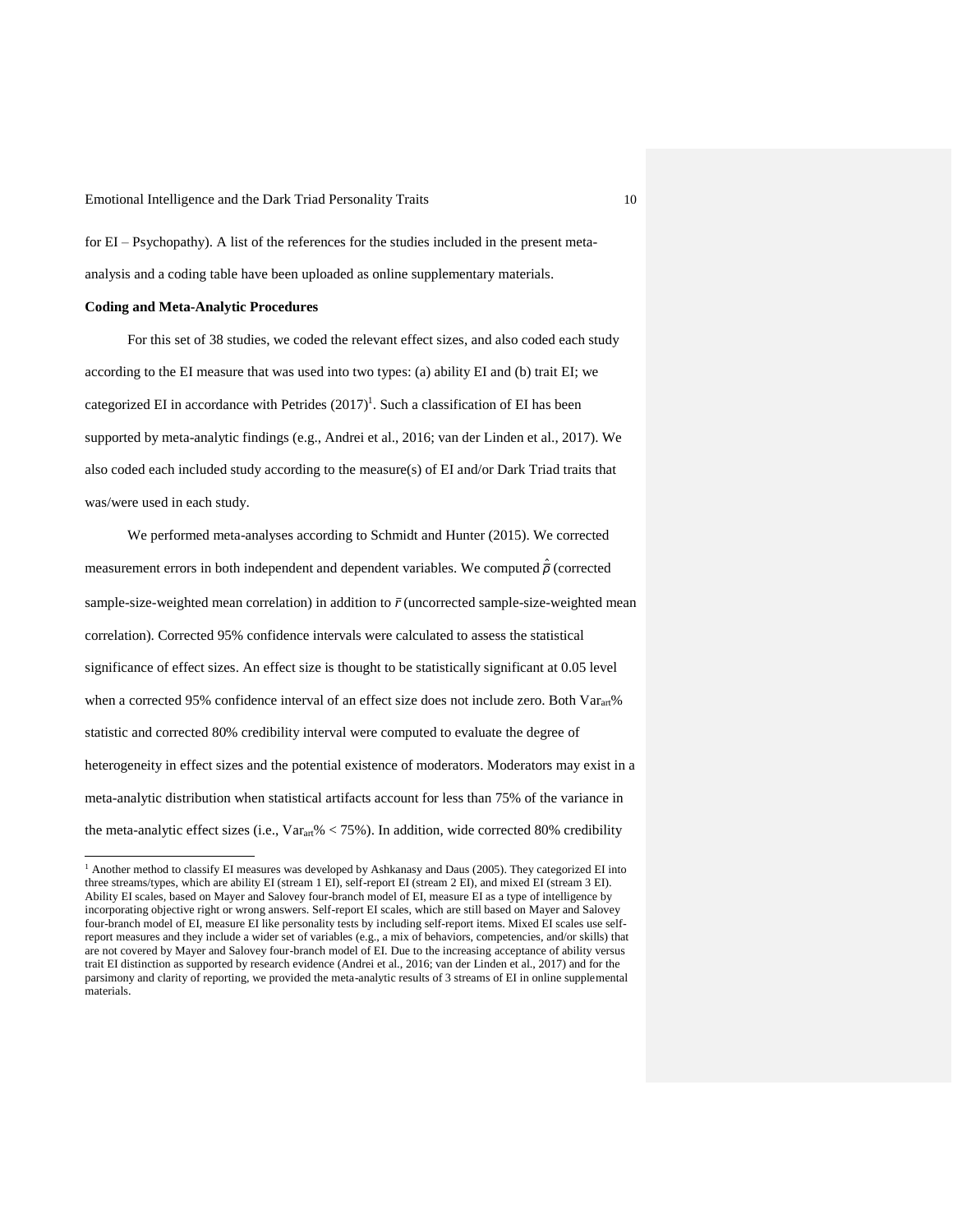for EI – Psychopathy). A list of the references for the studies included in the present meta-analysis and a coding table have been uploaded as online supplementary materials.

**Coding and Meta-Analytic Procedures**

For this set of 38 studies, we coded the relevant effect sizes, and also coded each study according to the EI measure that was used into two types: (a) ability EI and (b) trait EI; we categorized EI in accordance with Petrides (2017)[1]. Such a classification of EI has been supported by meta-analytic findings (e.g., Andrei et al., 2016; van der Linden et al., 2017). We also coded each included study according to the measure(s) of EI and/or Dark Triad traits that was/were used in each study.

We performed meta-analyses according to Schmidt and Hunter (2015). We corrected measurement errors in both independent and dependent variables. We computed $\hat{\bar{\rho}}$ (corrected sample-size-weighted mean correlation) in addition to $\bar{r}$ (uncorrected sample-size-weighted mean correlation). Corrected 95% confidence intervals were calculated to assess the statistical significance of effect sizes. An effect size is thought to be statistically significant at 0.05 level when a corrected 95% confidence interval of an effect size does not include zero. Both $Var_{art}\%$ statistic and corrected 80% credibility interval were computed to evaluate the degree of heterogeneity in effect sizes and the potential existence of moderators. Moderators may exist in a meta-analytic distribution when statistical artifacts account for less than 75% of the variance in the meta-analytic effect sizes (i.e., $Var_{art}\% < 75\%$). In addition, wide corrected 80% credibility

[1] Another method to classify EI measures was developed by Ashkanasy and Daus (2005). They categorized EI into three streams/types, which are ability EI (stream 1 EI), self-report EI (stream 2 EI), and mixed EI (stream 3 EI). Ability EI scales, based on Mayer and Salovey four-branch model of EI, measure EI as a type of intelligence by incorporating objective right or wrong answers. Self-report EI scales, which are still based on Mayer and Salovey four-branch model of EI, measure EI like personality tests by including self-report items. Mixed EI scales use self-report measures and they include a wider set of variables (e.g., a mix of behaviors, competencies, and/or skills) that are not covered by Mayer and Salovey four-branch model of EI. Due to the increasing acceptance of ability versus trait EI distinction as supported by research evidence (Andrei et al., 2016; van der Linden et al., 2017) and for the parsimony and clarity of reporting, we provided the meta-analytic results of 3 streams of EI in online supplemental materials.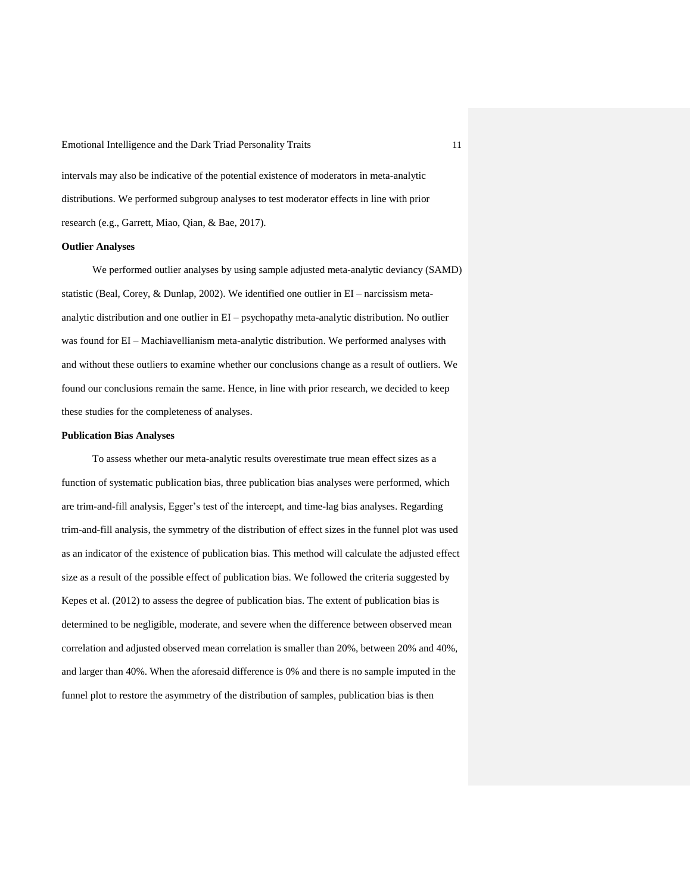intervals may also be indicative of the potential existence of moderators in meta-analytic distributions. We performed subgroup analyses to test moderator effects in line with prior research (e.g., Garrett, Miao, Qian, & Bae, 2017).

**Outlier Analyses**

We performed outlier analyses by using sample adjusted meta-analytic deviancy (SAMD) statistic (Beal, Corey, & Dunlap, 2002). We identified one outlier in EI – narcissism meta-analytic distribution and one outlier in EI – psychopathy meta-analytic distribution. No outlier was found for EI – Machiavellianism meta-analytic distribution. We performed analyses with and without these outliers to examine whether our conclusions change as a result of outliers. We found our conclusions remain the same. Hence, in line with prior research, we decided to keep these studies for the completeness of analyses.

**Publication Bias Analyses**

To assess whether our meta-analytic results overestimate true mean effect sizes as a function of systematic publication bias, three publication bias analyses were performed, which are trim-and-fill analysis, Egger's test of the intercept, and time-lag bias analyses. Regarding trim-and-fill analysis, the symmetry of the distribution of effect sizes in the funnel plot was used as an indicator of the existence of publication bias. This method will calculate the adjusted effect size as a result of the possible effect of publication bias. We followed the criteria suggested by Kepes et al. (2012) to assess the degree of publication bias. The extent of publication bias is determined to be negligible, moderate, and severe when the difference between observed mean correlation and adjusted observed mean correlation is smaller than 20%, between 20% and 40%, and larger than 40%. When the aforesaid difference is 0% and there is no sample imputed in the funnel plot to restore the asymmetry of the distribution of samples, publication bias is then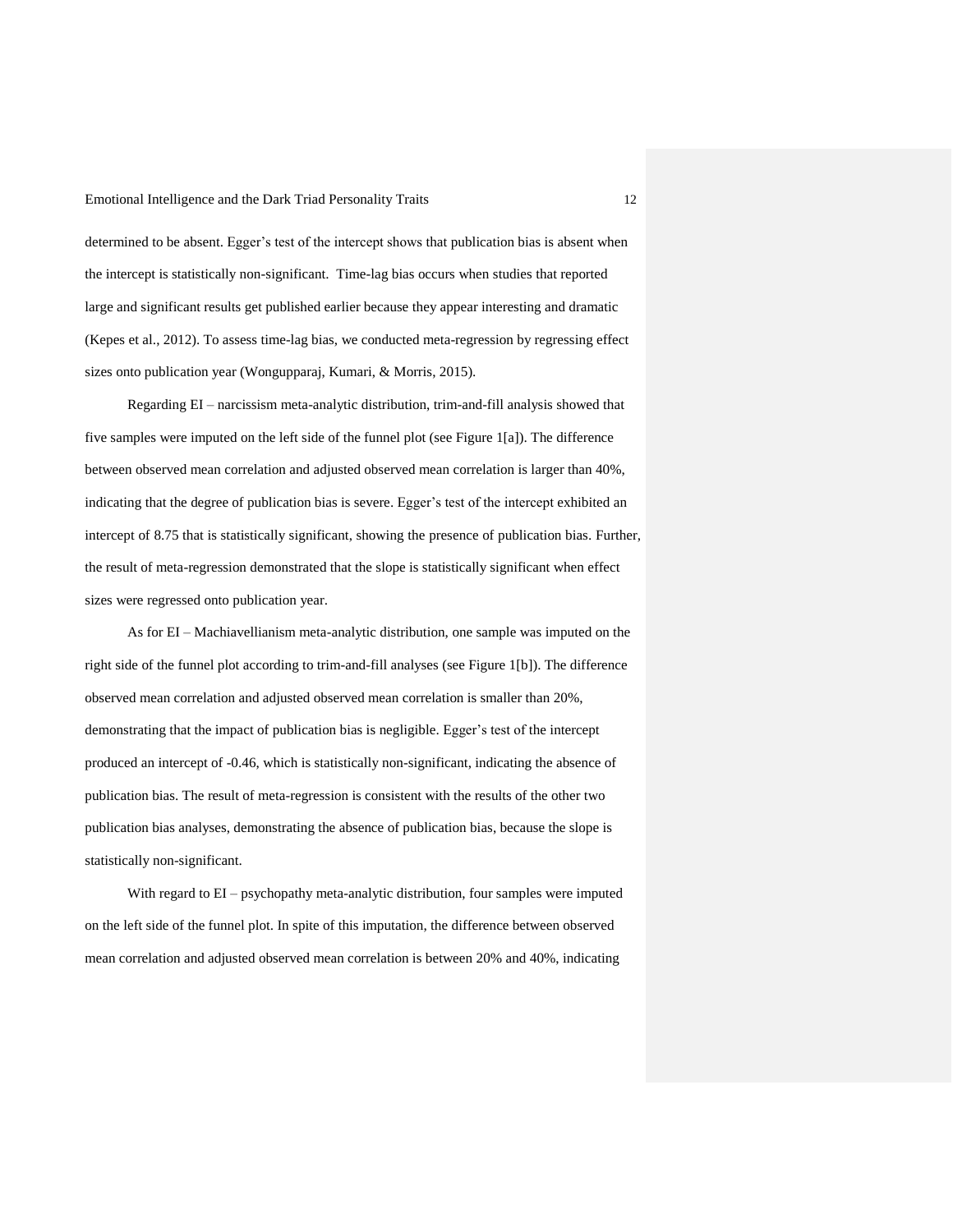determined to be absent. Egger's test of the intercept shows that publication bias is absent when the intercept is statistically non-significant. Time-lag bias occurs when studies that reported large and significant results get published earlier because they appear interesting and dramatic (Kepes et al., 2012). To assess time-lag bias, we conducted meta-regression by regressing effect sizes onto publication year (Wongupparaj, Kumari, & Morris, 2015).

Regarding EI – narcissism meta-analytic distribution, trim-and-fill analysis showed that five samples were imputed on the left side of the funnel plot (see Figure 1[a]). The difference between observed mean correlation and adjusted observed mean correlation is larger than 40%, indicating that the degree of publication bias is severe. Egger's test of the intercept exhibited an intercept of 8.75 that is statistically significant, showing the presence of publication bias. Further, the result of meta-regression demonstrated that the slope is statistically significant when effect sizes were regressed onto publication year.

As for EI – Machiavellianism meta-analytic distribution, one sample was imputed on the right side of the funnel plot according to trim-and-fill analyses (see Figure 1[b]). The difference observed mean correlation and adjusted observed mean correlation is smaller than 20%, demonstrating that the impact of publication bias is negligible. Egger's test of the intercept produced an intercept of -0.46, which is statistically non-significant, indicating the absence of publication bias. The result of meta-regression is consistent with the results of the other two publication bias analyses, demonstrating the absence of publication bias, because the slope is statistically non-significant.

With regard to EI – psychopathy meta-analytic distribution, four samples were imputed on the left side of the funnel plot. In spite of this imputation, the difference between observed mean correlation and adjusted observed mean correlation is between 20% and 40%, indicating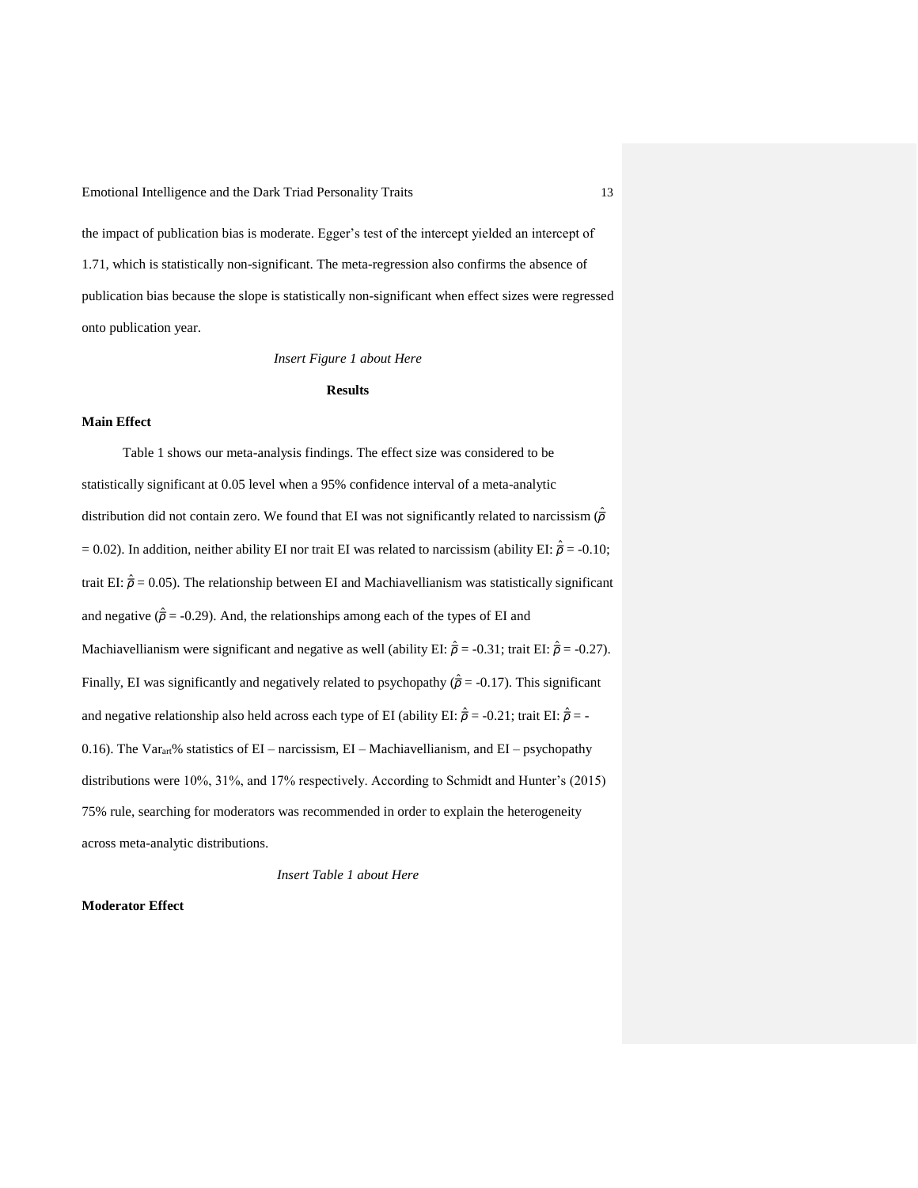the impact of publication bias is moderate. Egger's test of the intercept yielded an intercept of 1.71, which is statistically non-significant. The meta-regression also confirms the absence of publication bias because the slope is statistically non-significant when effect sizes were regressed onto publication year.

*Insert Figure 1 about Here*

# Results

## Main Effect

Table 1 shows our meta-analysis findings. The effect size was considered to be statistically significant at 0.05 level when a 95% confidence interval of a meta-analytic distribution did not contain zero. We found that EI was not significantly related to narcissism ($\hat{\rho}$ = 0.02). In addition, neither ability EI nor trait EI was related to narcissism (ability EI: $\hat{\rho}$ = -0.10; trait EI: $\hat{\rho}$ = 0.05). The relationship between EI and Machiavellianism was statistically significant and negative ($\hat{\rho}$ = -0.29). And, the relationships among each of the types of EI and Machiavellianism were significant and negative as well (ability EI: $\hat{\rho}$ = -0.31; trait EI: $\hat{\rho}$ = -0.27). Finally, EI was significantly and negatively related to psychopathy ($\hat{\rho}$ = -0.17). This significant and negative relationship also held across each type of EI (ability EI: $\hat{\rho}$ = -0.21; trait EI: $\hat{\rho}$ = -0.16). The $Var_{art}$% statistics of EI – narcissism, EI – Machiavellianism, and EI – psychopathy distributions were 10%, 31%, and 17% respectively. According to Schmidt and Hunter's (2015) 75% rule, searching for moderators was recommended in order to explain the heterogeneity across meta-analytic distributions.

*Insert Table 1 about Here*

## Moderator Effect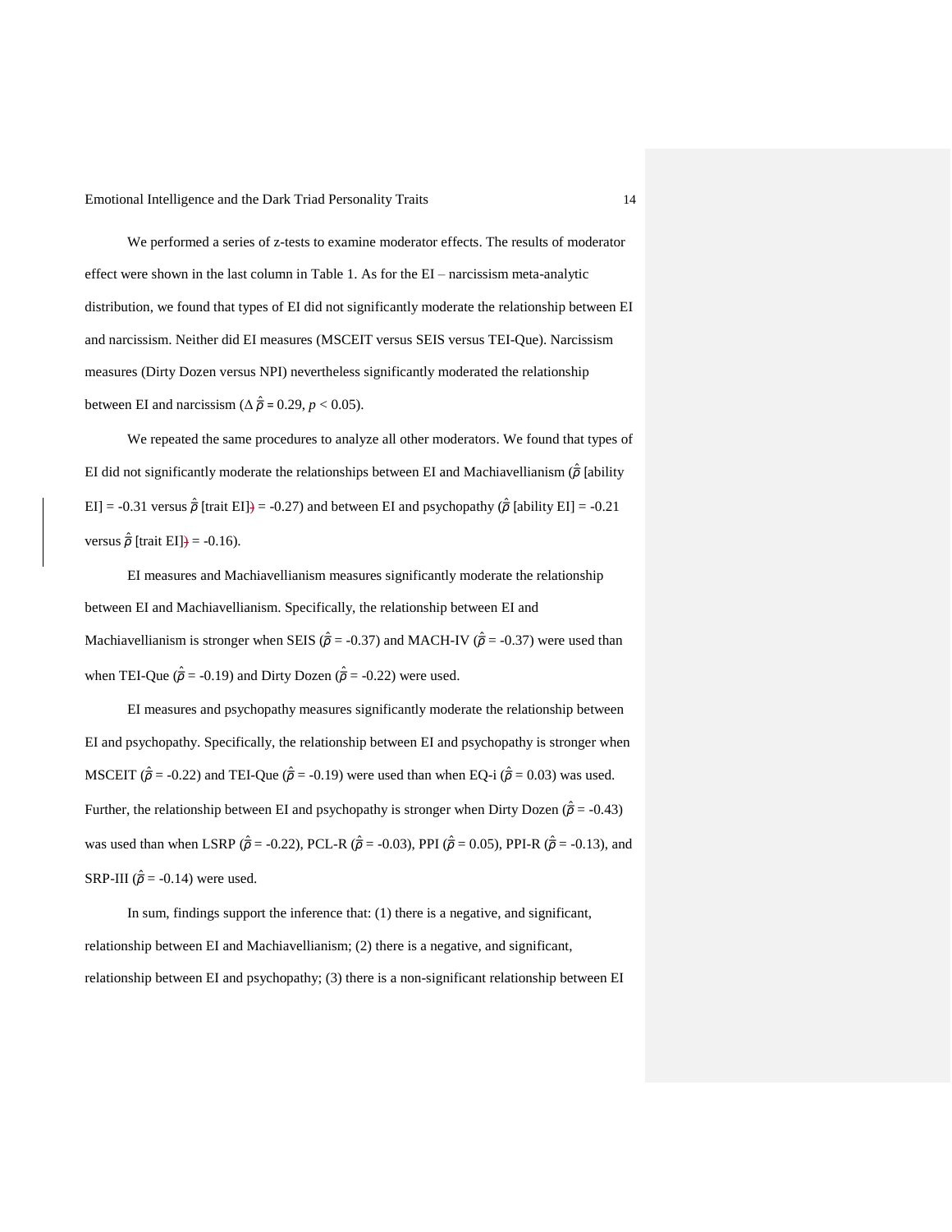We performed a series of z-tests to examine moderator effects. The results of moderator effect were shown in the last column in Table 1. As for the EI – narcissism meta-analytic distribution, we found that types of EI did not significantly moderate the relationship between EI and narcissism. Neither did EI measures (MSCEIT versus SEIS versus TEI-Que). Narcissism measures (Dirty Dozen versus NPI) nevertheless significantly moderated the relationship between EI and narcissism ($\Delta \hat{\bar{\rho}} = 0.29$, $p < 0.05$).

We repeated the same procedures to analyze all other moderators. We found that types of EI did not significantly moderate the relationships between EI and Machiavellianism ($\hat{\bar{\rho}}$ [ability EI] = -0.31 versus $\hat{\bar{\rho}}$ [trait EI]) = -0.27) and between EI and psychopathy ($\hat{\bar{\rho}}$ [ability EI] = -0.21 versus $\hat{\bar{\rho}}$ [trait EI]) = -0.16).

EI measures and Machiavellianism measures significantly moderate the relationship between EI and Machiavellianism. Specifically, the relationship between EI and Machiavellianism is stronger when SEIS ($\hat{\bar{\rho}}$ = -0.37) and MACH-IV ($\hat{\bar{\rho}}$ = -0.37) were used than when TEI-Que ($\hat{\bar{\rho}}$ = -0.19) and Dirty Dozen ($\hat{\bar{\rho}}$ = -0.22) were used.

EI measures and psychopathy measures significantly moderate the relationship between EI and psychopathy. Specifically, the relationship between EI and psychopathy is stronger when MSCEIT ($\hat{\bar{\rho}}$ = -0.22) and TEI-Que ($\hat{\bar{\rho}}$ = -0.19) were used than when EQ-i ($\hat{\bar{\rho}}$ = 0.03) was used. Further, the relationship between EI and psychopathy is stronger when Dirty Dozen ($\hat{\bar{\rho}}$ = -0.43) was used than when LSRP ($\hat{\bar{\rho}}$ = -0.22), PCL-R ($\hat{\bar{\rho}}$ = -0.03), PPI ($\hat{\bar{\rho}}$ = 0.05), PPI-R ($\hat{\bar{\rho}}$ = -0.13), and SRP-III ($\hat{\bar{\rho}}$ = -0.14) were used.

In sum, findings support the inference that: (1) there is a negative, and significant, relationship between EI and Machiavellianism; (2) there is a negative, and significant, relationship between EI and psychopathy; (3) there is a non-significant relationship between EI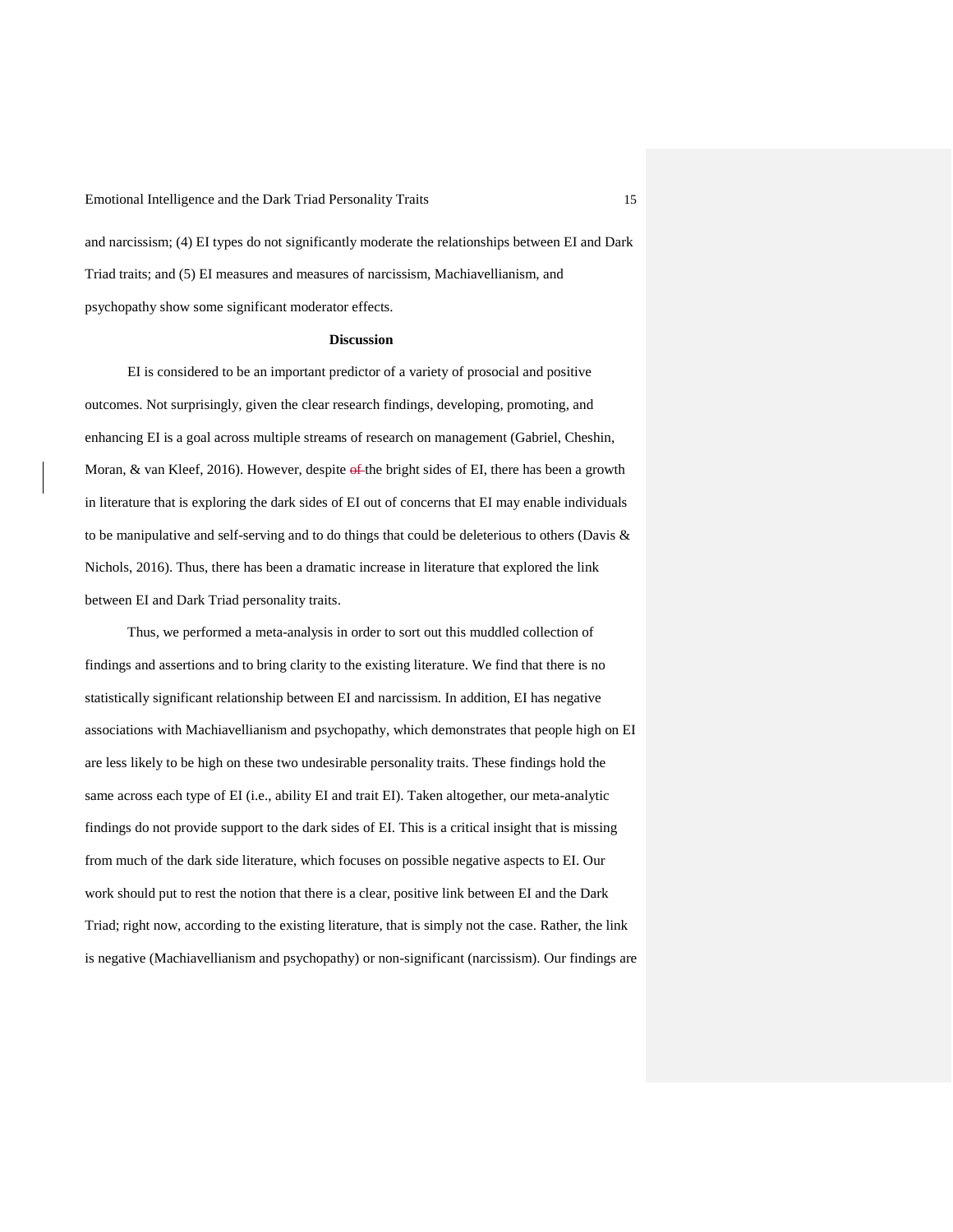and narcissism; (4) EI types do not significantly moderate the relationships between EI and Dark Triad traits; and (5) EI measures and measures of narcissism, Machiavellianism, and psychopathy show some significant moderator effects.

## Discussion

EI is considered to be an important predictor of a variety of prosocial and positive outcomes. Not surprisingly, given the clear research findings, developing, promoting, and enhancing EI is a goal across multiple streams of research on management (Gabriel, Cheshin, Moran, & van Kleef, 2016). However, despite the bright sides of EI, there has been a growth in literature that is exploring the dark sides of EI out of concerns that EI may enable individuals to be manipulative and self-serving and to do things that could be deleterious to others (Davis & Nichols, 2016). Thus, there has been a dramatic increase in literature that explored the link between EI and Dark Triad personality traits.

Thus, we performed a meta-analysis in order to sort out this muddled collection of findings and assertions and to bring clarity to the existing literature. We find that there is no statistically significant relationship between EI and narcissism. In addition, EI has negative associations with Machiavellianism and psychopathy, which demonstrates that people high on EI are less likely to be high on these two undesirable personality traits. These findings hold the same across each type of EI (i.e., ability EI and trait EI). Taken altogether, our meta-analytic findings do not provide support to the dark sides of EI. This is a critical insight that is missing from much of the dark side literature, which focuses on possible negative aspects to EI. Our work should put to rest the notion that there is a clear, positive link between EI and the Dark Triad; right now, according to the existing literature, that is simply not the case. Rather, the link is negative (Machiavellianism and psychopathy) or non-significant (narcissism). Our findings are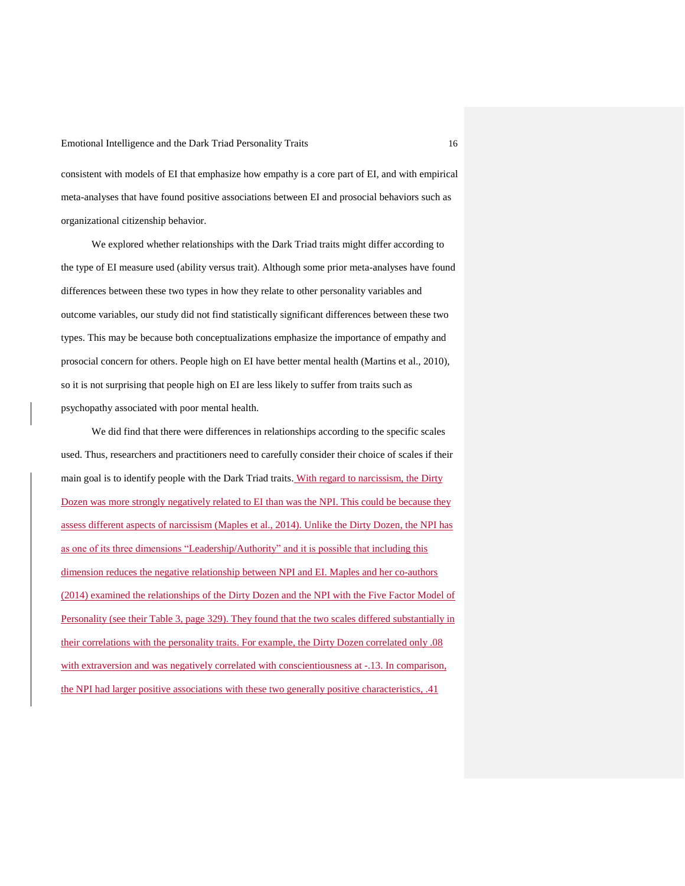consistent with models of EI that emphasize how empathy is a core part of EI, and with empirical meta-analyses that have found positive associations between EI and prosocial behaviors such as organizational citizenship behavior.

We explored whether relationships with the Dark Triad traits might differ according to the type of EI measure used (ability versus trait). Although some prior meta-analyses have found differences between these two types in how they relate to other personality variables and outcome variables, our study did not find statistically significant differences between these two types. This may be because both conceptualizations emphasize the importance of empathy and prosocial concern for others. People high on EI have better mental health (Martins et al., 2010), so it is not surprising that people high on EI are less likely to suffer from traits such as psychopathy associated with poor mental health.

We did find that there were differences in relationships according to the specific scales used. Thus, researchers and practitioners need to carefully consider their choice of scales if their main goal is to identify people with the Dark Triad traits. With regard to narcissism, the Dirty Dozen was more strongly negatively related to EI than was the NPI. This could be because they assess different aspects of narcissism (Maples et al., 2014). Unlike the Dirty Dozen, the NPI has as one of its three dimensions "Leadership/Authority" and it is possible that including this dimension reduces the negative relationship between NPI and EI. Maples and her co-authors (2014) examined the relationships of the Dirty Dozen and the NPI with the Five Factor Model of Personality (see their Table 3, page 329). They found that the two scales differed substantially in their correlations with the personality traits. For example, the Dirty Dozen correlated only .08 with extraversion and was negatively correlated with conscientiousness at -.13. In comparison, the NPI had larger positive associations with these two generally positive characteristics, .41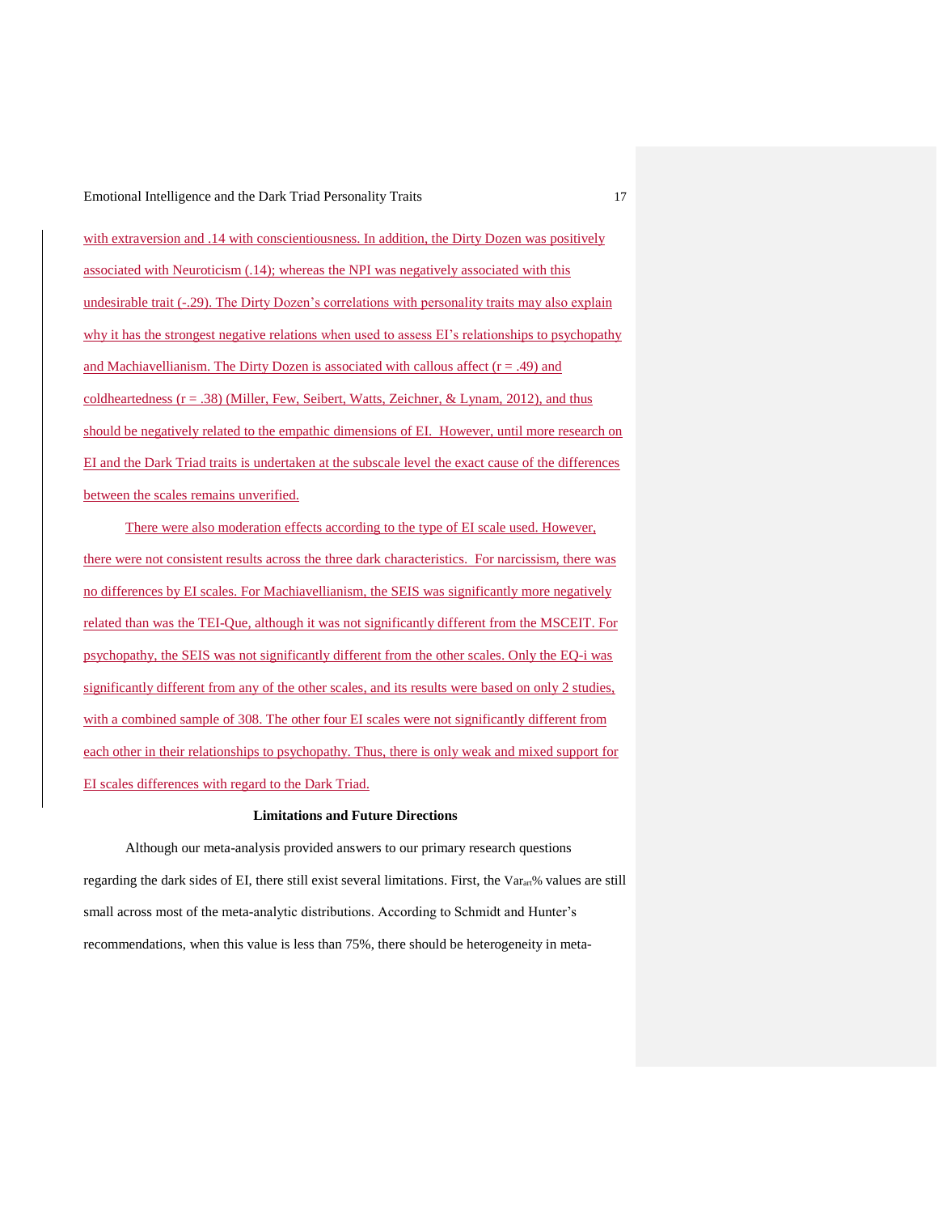with extraversion and .14 with conscientiousness. In addition, the Dirty Dozen was positively associated with Neuroticism (.14); whereas the NPI was negatively associated with this undesirable trait (-.29). The Dirty Dozen's correlations with personality traits may also explain why it has the strongest negative relations when used to assess EI's relationships to psychopathy and Machiavellianism. The Dirty Dozen is associated with callous affect ($r = .49$) and coldheartedness ($r = .38$) (Miller, Few, Seibert, Watts, Zeichner, & Lynam, 2012), and thus should be negatively related to the empathic dimensions of EI. However, until more research on EI and the Dark Triad traits is undertaken at the subscale level the exact cause of the differences between the scales remains unverified.

There were also moderation effects according to the type of EI scale used. However, there were not consistent results across the three dark characteristics. For narcissism, there was no differences by EI scales. For Machiavellianism, the SEIS was significantly more negatively related than was the TEI-Que, although it was not significantly different from the MSCEIT. For psychopathy, the SEIS was not significantly different from the other scales. Only the EQ-i was significantly different from any of the other scales, and its results were based on only 2 studies, with a combined sample of 308. The other four EI scales were not significantly different from each other in their relationships to psychopathy. Thus, there is only weak and mixed support for EI scales differences with regard to the Dark Triad.

## Limitations and Future Directions

Although our meta-analysis provided answers to our primary research questions regarding the dark sides of EI, there still exist several limitations. First, the $Var_{art}$% values are still small across most of the meta-analytic distributions. According to Schmidt and Hunter's recommendations, when this value is less than 75%, there should be heterogeneity in meta-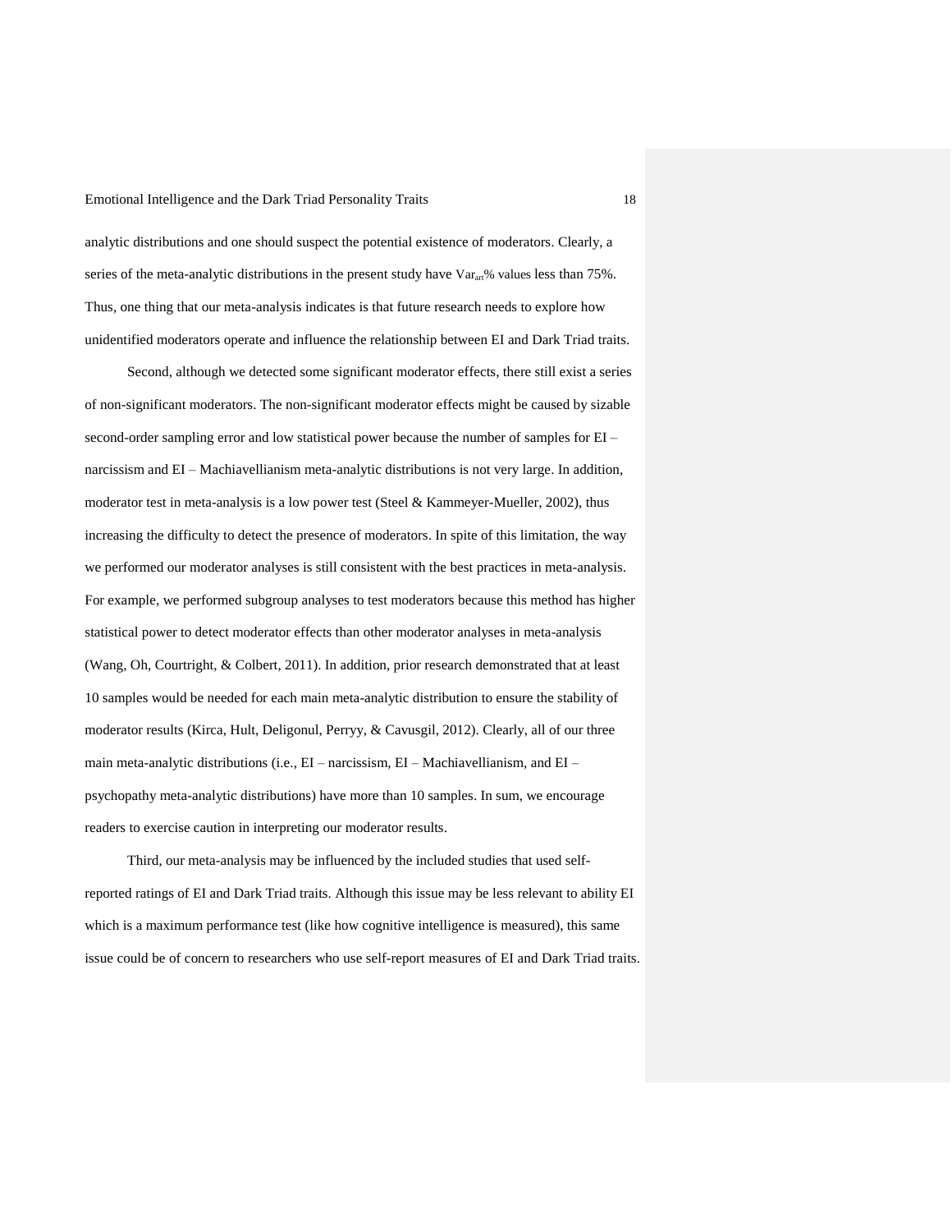analytic distributions and one should suspect the potential existence of moderators. Clearly, a series of the meta-analytic distributions in the present study have $Var_{art}$% values less than 75%. Thus, one thing that our meta-analysis indicates is that future research needs to explore how unidentified moderators operate and influence the relationship between EI and Dark Triad traits.

Second, although we detected some significant moderator effects, there still exist a series of non-significant moderators. The non-significant moderator effects might be caused by sizable second-order sampling error and low statistical power because the number of samples for EI – narcissism and EI – Machiavellianism meta-analytic distributions is not very large. In addition, moderator test in meta-analysis is a low power test (Steel & Kammeyer-Mueller, 2002), thus increasing the difficulty to detect the presence of moderators. In spite of this limitation, the way we performed our moderator analyses is still consistent with the best practices in meta-analysis. For example, we performed subgroup analyses to test moderators because this method has higher statistical power to detect moderator effects than other moderator analyses in meta-analysis (Wang, Oh, Courtright, & Colbert, 2011). In addition, prior research demonstrated that at least 10 samples would be needed for each main meta-analytic distribution to ensure the stability of moderator results (Kirca, Hult, Deligonul, Perryy, & Cavusgil, 2012). Clearly, all of our three main meta-analytic distributions (i.e., EI – narcissism, EI – Machiavellianism, and EI – psychopathy meta-analytic distributions) have more than 10 samples. In sum, we encourage readers to exercise caution in interpreting our moderator results.

Third, our meta-analysis may be influenced by the included studies that used self-reported ratings of EI and Dark Triad traits. Although this issue may be less relevant to ability EI which is a maximum performance test (like how cognitive intelligence is measured), this same issue could be of concern to researchers who use self-report measures of EI and Dark Triad traits.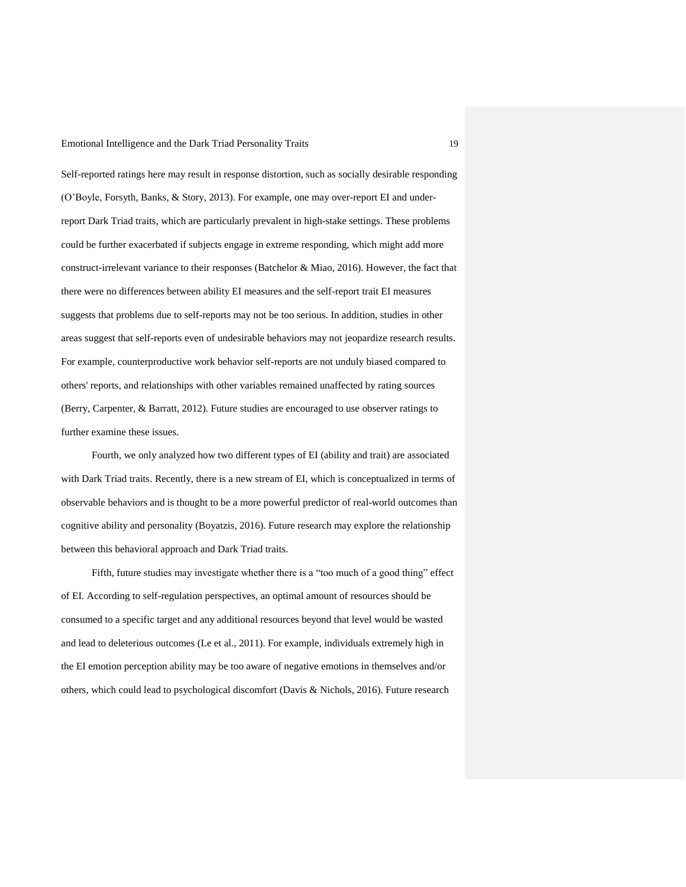Self-reported ratings here may result in response distortion, such as socially desirable responding (O'Boyle, Forsyth, Banks, & Story, 2013). For example, one may over-report EI and under-report Dark Triad traits, which are particularly prevalent in high-stake settings. These problems could be further exacerbated if subjects engage in extreme responding, which might add more construct-irrelevant variance to their responses (Batchelor & Miao, 2016). However, the fact that there were no differences between ability EI measures and the self-report trait EI measures suggests that problems due to self-reports may not be too serious. In addition, studies in other areas suggest that self-reports even of undesirable behaviors may not jeopardize research results. For example, counterproductive work behavior self-reports are not unduly biased compared to others' reports, and relationships with other variables remained unaffected by rating sources (Berry, Carpenter, & Barratt, 2012). Future studies are encouraged to use observer ratings to further examine these issues.

Fourth, we only analyzed how two different types of EI (ability and trait) are associated with Dark Triad traits. Recently, there is a new stream of EI, which is conceptualized in terms of observable behaviors and is thought to be a more powerful predictor of real-world outcomes than cognitive ability and personality (Boyatzis, 2016). Future research may explore the relationship between this behavioral approach and Dark Triad traits.

Fifth, future studies may investigate whether there is a "too much of a good thing" effect of EI. According to self-regulation perspectives, an optimal amount of resources should be consumed to a specific target and any additional resources beyond that level would be wasted and lead to deleterious outcomes (Le et al., 2011). For example, individuals extremely high in the EI emotion perception ability may be too aware of negative emotions in themselves and/or others, which could lead to psychological discomfort (Davis & Nichols, 2016). Future research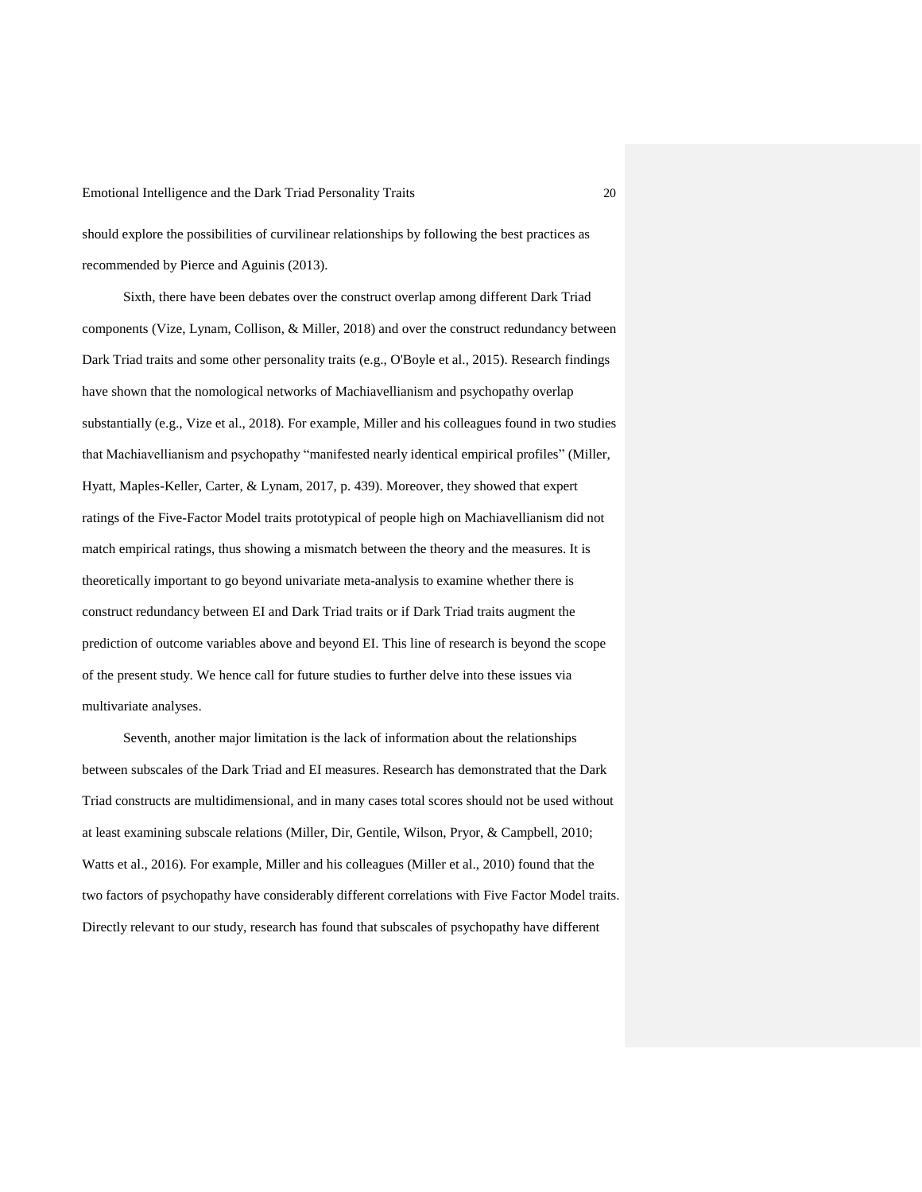should explore the possibilities of curvilinear relationships by following the best practices as recommended by Pierce and Aguinis (2013).

Sixth, there have been debates over the construct overlap among different Dark Triad components (Vize, Lynam, Collison, & Miller, 2018) and over the construct redundancy between Dark Triad traits and some other personality traits (e.g., O'Boyle et al., 2015). Research findings have shown that the nomological networks of Machiavellianism and psychopathy overlap substantially (e.g., Vize et al., 2018). For example, Miller and his colleagues found in two studies that Machiavellianism and psychopathy "manifested nearly identical empirical profiles" (Miller, Hyatt, Maples-Keller, Carter, & Lynam, 2017, p. 439). Moreover, they showed that expert ratings of the Five-Factor Model traits prototypical of people high on Machiavellianism did not match empirical ratings, thus showing a mismatch between the theory and the measures. It is theoretically important to go beyond univariate meta-analysis to examine whether there is construct redundancy between EI and Dark Triad traits or if Dark Triad traits augment the prediction of outcome variables above and beyond EI. This line of research is beyond the scope of the present study. We hence call for future studies to further delve into these issues via multivariate analyses.

Seventh, another major limitation is the lack of information about the relationships between subscales of the Dark Triad and EI measures. Research has demonstrated that the Dark Triad constructs are multidimensional, and in many cases total scores should not be used without at least examining subscale relations (Miller, Dir, Gentile, Wilson, Pryor, & Campbell, 2010; Watts et al., 2016). For example, Miller and his colleagues (Miller et al., 2010) found that the two factors of psychopathy have considerably different correlations with Five Factor Model traits. Directly relevant to our study, research has found that subscales of psychopathy have different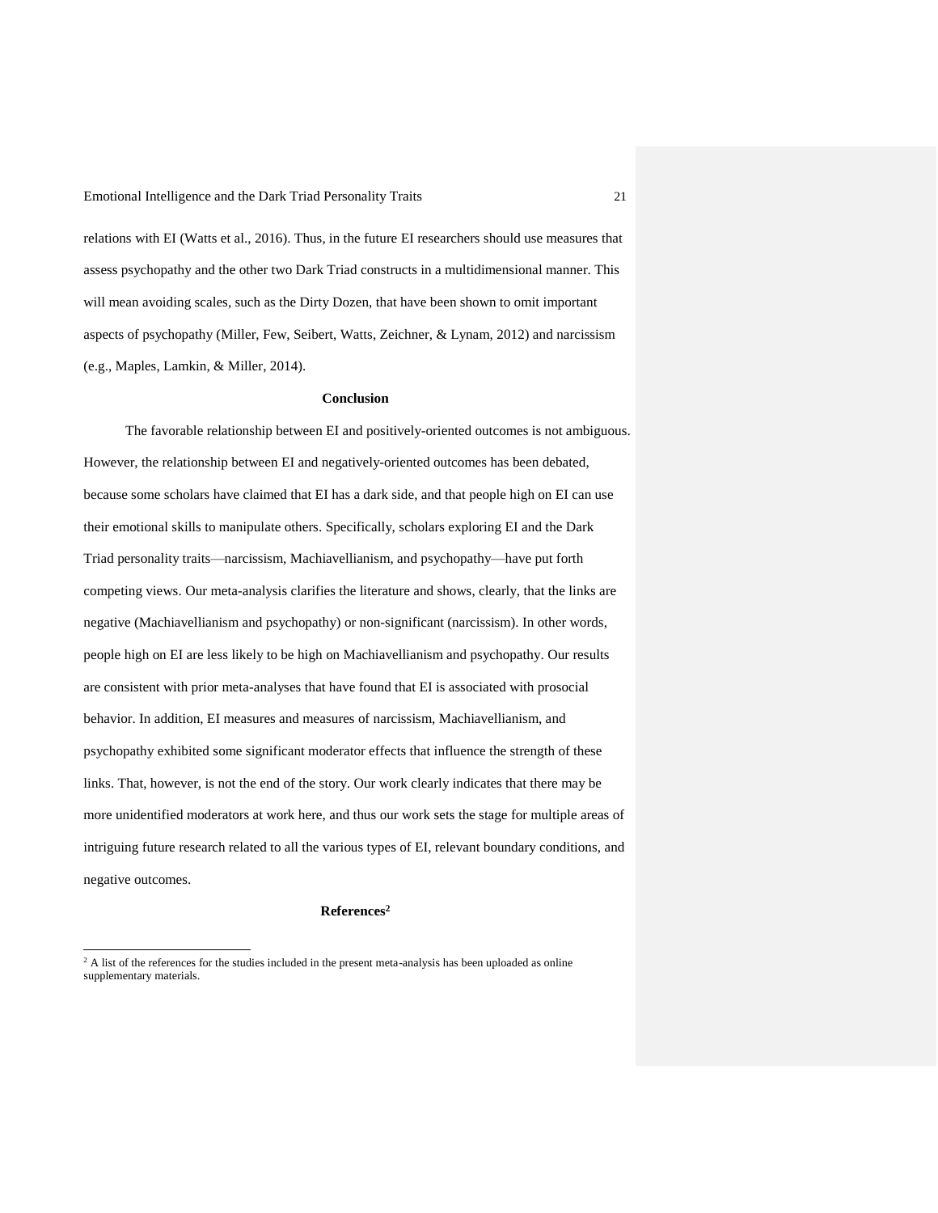relations with EI (Watts et al., 2016). Thus, in the future EI researchers should use measures that assess psychopathy and the other two Dark Triad constructs in a multidimensional manner. This will mean avoiding scales, such as the Dirty Dozen, that have been shown to omit important aspects of psychopathy (Miller, Few, Seibert, Watts, Zeichner, & Lynam, 2012) and narcissism (e.g., Maples, Lamkin, & Miller, 2014).

## Conclusion

The favorable relationship between EI and positively-oriented outcomes is not ambiguous. However, the relationship between EI and negatively-oriented outcomes has been debated, because some scholars have claimed that EI has a dark side, and that people high on EI can use their emotional skills to manipulate others. Specifically, scholars exploring EI and the Dark Triad personality traits—narcissism, Machiavellianism, and psychopathy—have put forth competing views. Our meta-analysis clarifies the literature and shows, clearly, that the links are negative (Machiavellianism and psychopathy) or non-significant (narcissism). In other words, people high on EI are less likely to be high on Machiavellianism and psychopathy. Our results are consistent with prior meta-analyses that have found that EI is associated with prosocial behavior. In addition, EI measures and measures of narcissism, Machiavellianism, and psychopathy exhibited some significant moderator effects that influence the strength of these links. That, however, is not the end of the story. Our work clearly indicates that there may be more unidentified moderators at work here, and thus our work sets the stage for multiple areas of intriguing future research related to all the various types of EI, relevant boundary conditions, and negative outcomes.

## References[2]

[2] A list of the references for the studies included in the present meta-analysis has been uploaded as online supplementary materials.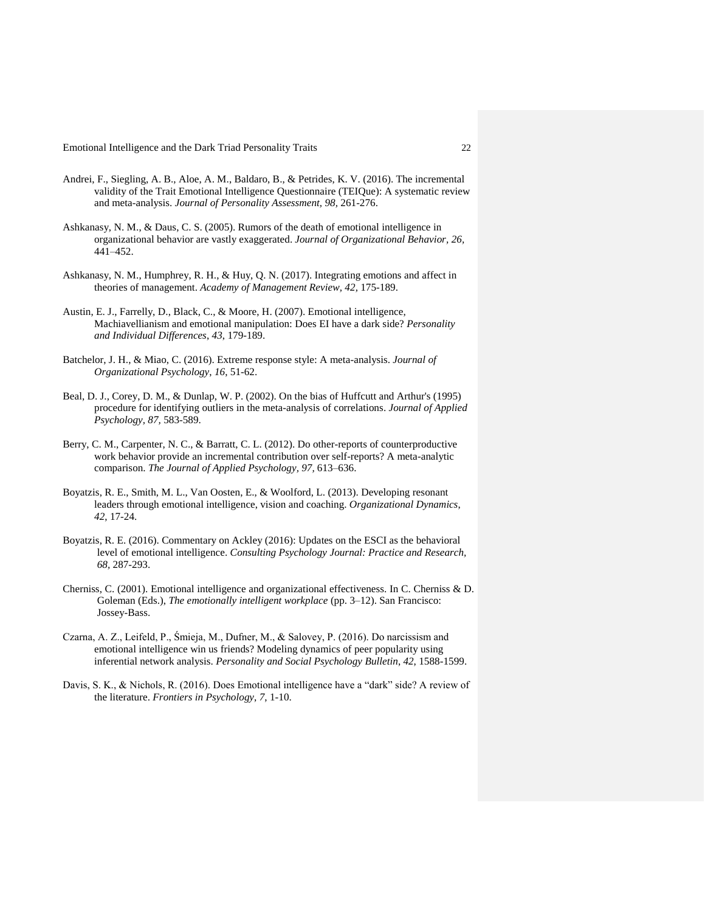Andrei, F., Siegling, A. B., Aloe, A. M., Baldaro, B., & Petrides, K. V. (2016). The incremental validity of the Trait Emotional Intelligence Questionnaire (TEIQue): A systematic review and meta-analysis. *Journal of Personality Assessment, 98,* 261-276.

Ashkanasy, N. M., & Daus, C. S. (2005). Rumors of the death of emotional intelligence in organizational behavior are vastly exaggerated. *Journal of Organizational Behavior, 26*, 441–452.

Ashkanasy, N. M., Humphrey, R. H., & Huy, Q. N. (2017). Integrating emotions and affect in theories of management. *Academy of Management Review, 42,* 175-189.

Austin, E. J., Farrelly, D., Black, C., & Moore, H. (2007). Emotional intelligence, Machiavellianism and emotional manipulation: Does EI have a dark side? *Personality and Individual Differences*, *43*, 179-189.

Batchelor, J. H., & Miao, C. (2016). Extreme response style: A meta-analysis. *Journal of Organizational Psychology*, *16*, 51-62.

Beal, D. J., Corey, D. M., & Dunlap, W. P. (2002). On the bias of Huffcutt and Arthur's (1995) procedure for identifying outliers in the meta-analysis of correlations. *Journal of Applied Psychology, 87,* 583-589.

Berry, C. M., Carpenter, N. C., & Barratt, C. L. (2012). Do other-reports of counterproductive work behavior provide an incremental contribution over self-reports? A meta-analytic comparison. *The Journal of Applied Psychology, 97,* 613–636.

Boyatzis, R. E., Smith, M. L., Van Oosten, E., & Woolford, L. (2013). Developing resonant leaders through emotional intelligence, vision and coaching. *Organizational Dynamics, 42*, 17-24.

Boyatzis, R. E. (2016). Commentary on Ackley (2016): Updates on the ESCI as the behavioral level of emotional intelligence. *Consulting Psychology Journal: Practice and Research, 68,* 287-293.

Cherniss, C. (2001). Emotional intelligence and organizational effectiveness. In C. Cherniss & D. Goleman (Eds.), *The emotionally intelligent workplace* (pp. 3–12). San Francisco: Jossey-Bass.

Czarna, A. Z., Leifeld, P., Śmieja, M., Dufner, M., & Salovey, P. (2016). Do narcissism and emotional intelligence win us friends? Modeling dynamics of peer popularity using inferential network analysis. *Personality and Social Psychology Bulletin*, *42*, 1588-1599.

Davis, S. K., & Nichols, R. (2016). Does Emotional intelligence have a "dark" side? A review of the literature. *Frontiers in Psychology*, *7*, 1-10.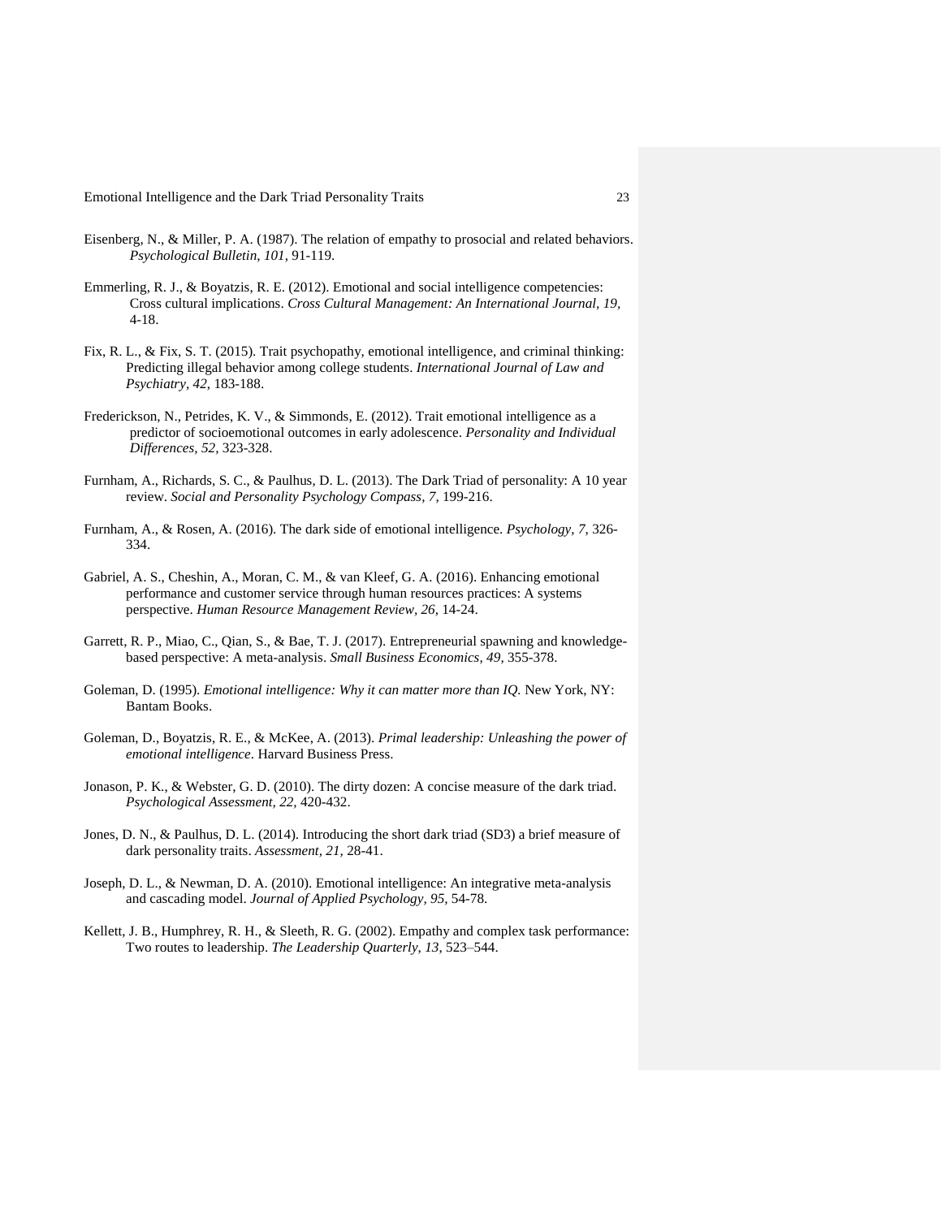Eisenberg, N., & Miller, P. A. (1987). The relation of empathy to prosocial and related behaviors. *Psychological Bulletin*, *101*, 91-119.

Emmerling, R. J., & Boyatzis, R. E. (2012). Emotional and social intelligence competencies: Cross cultural implications. *Cross Cultural Management: An International Journal, 19*, 4-18.

Fix, R. L., & Fix, S. T. (2015). Trait psychopathy, emotional intelligence, and criminal thinking: Predicting illegal behavior among college students. *International Journal of Law and Psychiatry*, *42*, 183-188.

Frederickson, N., Petrides, K. V., & Simmonds, E. (2012). Trait emotional intelligence as a predictor of socioemotional outcomes in early adolescence. *Personality and Individual Differences*, *52*, 323-328.

Furnham, A., Richards, S. C., & Paulhus, D. L. (2013). The Dark Triad of personality: A 10 year review. *Social and Personality Psychology Compass, 7*, 199-216.

Furnham, A., & Rosen, A. (2016). The dark side of emotional intelligence. *Psychology*, *7*, 326-334.

Gabriel, A. S., Cheshin, A., Moran, C. M., & van Kleef, G. A. (2016). Enhancing emotional performance and customer service through human resources practices: A systems perspective. *Human Resource Management Review, 26*, 14-24.

Garrett, R. P., Miao, C., Qian, S., & Bae, T. J. (2017). Entrepreneurial spawning and knowledge-based perspective: A meta-analysis. *Small Business Economics, 49*, 355-378.

Goleman, D. (1995). *Emotional intelligence: Why it can matter more than IQ*. New York, NY: Bantam Books.

Goleman, D., Boyatzis, R. E., & McKee, A. (2013). *Primal leadership: Unleashing the power of emotional intelligence*. Harvard Business Press.

Jonason, P. K., & Webster, G. D. (2010). The dirty dozen: A concise measure of the dark triad. *Psychological Assessment, 22*, 420-432.

Jones, D. N., & Paulhus, D. L. (2014). Introducing the short dark triad (SD3) a brief measure of dark personality traits. *Assessment*, *21*, 28-41.

Joseph, D. L., & Newman, D. A. (2010). Emotional intelligence: An integrative meta-analysis and cascading model. *Journal of Applied Psychology, 95*, 54-78.

Kellett, J. B., Humphrey, R. H., & Sleeth, R. G. (2002). Empathy and complex task performance: Two routes to leadership. *The Leadership Quarterly, 13*, 523–544.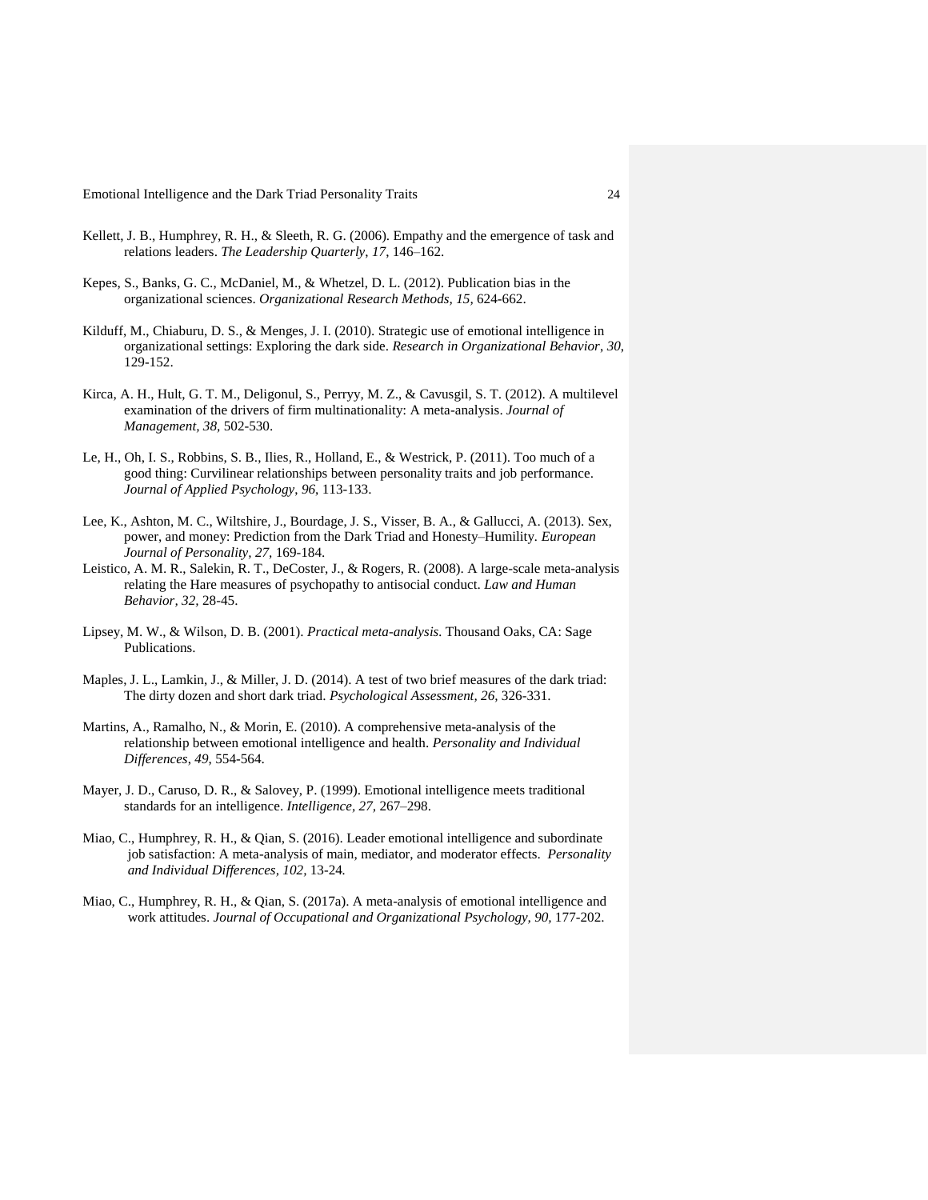Kellett, J. B., Humphrey, R. H., & Sleeth, R. G. (2006). Empathy and the emergence of task and relations leaders. *The Leadership Quarterly, 17*, 146–162.

Kepes, S., Banks, G. C., McDaniel, M., & Whetzel, D. L. (2012). Publication bias in the organizational sciences. *Organizational Research Methods, 15,* 624-662.

Kilduff, M., Chiaburu, D. S., & Menges, J. I. (2010). Strategic use of emotional intelligence in organizational settings: Exploring the dark side. *Research in Organizational Behavior, 30*, 129-152.

Kirca, A. H., Hult, G. T. M., Deligonul, S., Perryy, M. Z., & Cavusgil, S. T. (2012). A multilevel examination of the drivers of firm multinationality: A meta-analysis. *Journal of Management, 38,* 502-530.

Le, H., Oh, I. S., Robbins, S. B., Ilies, R., Holland, E., & Westrick, P. (2011). Too much of a good thing: Curvilinear relationships between personality traits and job performance. *Journal of Applied Psychology*, *96*, 113-133.

Lee, K., Ashton, M. C., Wiltshire, J., Bourdage, J. S., Visser, B. A., & Gallucci, A. (2013). Sex, power, and money: Prediction from the Dark Triad and Honesty–Humility. *European Journal of Personality, 27,* 169-184.

Leistico, A. M. R., Salekin, R. T., DeCoster, J., & Rogers, R. (2008). A large-scale meta-analysis relating the Hare measures of psychopathy to antisocial conduct. *Law and Human Behavior, 32,* 28-45.

Lipsey, M. W., & Wilson, D. B. (2001). *Practical meta-analysis.* Thousand Oaks, CA: Sage Publications.

Maples, J. L., Lamkin, J., & Miller, J. D. (2014). A test of two brief measures of the dark triad: The dirty dozen and short dark triad. *Psychological Assessment, 26,* 326-331.

Martins, A., Ramalho, N., & Morin, E. (2010). A comprehensive meta-analysis of the relationship between emotional intelligence and health. *Personality and Individual Differences, 49,* 554-564.

Mayer, J. D., Caruso, D. R., & Salovey, P. (1999). Emotional intelligence meets traditional standards for an intelligence. *Intelligence, 27,* 267–298.

Miao, C., Humphrey, R. H., & Qian, S. (2016). Leader emotional intelligence and subordinate job satisfaction: A meta-analysis of main, mediator, and moderator effects. *Personality and Individual Differences, 102,* 13-24*.*

Miao, C., Humphrey, R. H., & Qian, S. (2017a). A meta-analysis of emotional intelligence and work attitudes. *Journal of Occupational and Organizational Psychology, 90,* 177-202.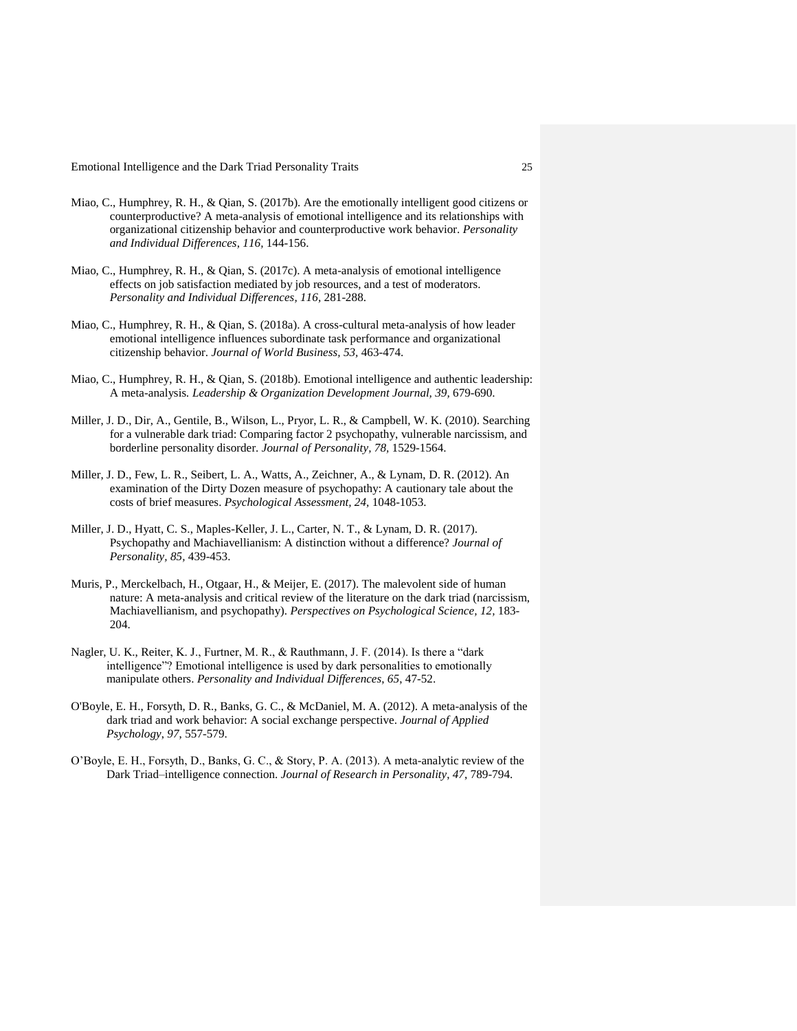Miao, C., Humphrey, R. H., & Qian, S. (2017b). Are the emotionally intelligent good citizens or counterproductive? A meta-analysis of emotional intelligence and its relationships with organizational citizenship behavior and counterproductive work behavior. *Personality and Individual Differences, 116*, 144-156.

Miao, C., Humphrey, R. H., & Qian, S. (2017c). A meta-analysis of emotional intelligence effects on job satisfaction mediated by job resources, and a test of moderators. *Personality and Individual Differences, 116*, 281-288.

Miao, C., Humphrey, R. H., & Qian, S. (2018a). A cross-cultural meta-analysis of how leader emotional intelligence influences subordinate task performance and organizational citizenship behavior. *Journal of World Business, 53*, 463-474.

Miao, C., Humphrey, R. H., & Qian, S. (2018b). Emotional intelligence and authentic leadership: A meta-analysis. *Leadership & Organization Development Journal, 39*, 679-690.

Miller, J. D., Dir, A., Gentile, B., Wilson, L., Pryor, L. R., & Campbell, W. K. (2010). Searching for a vulnerable dark triad: Comparing factor 2 psychopathy, vulnerable narcissism, and borderline personality disorder. *Journal of Personality, 78*, 1529-1564.

Miller, J. D., Few, L. R., Seibert, L. A., Watts, A., Zeichner, A., & Lynam, D. R. (2012). An examination of the Dirty Dozen measure of psychopathy: A cautionary tale about the costs of brief measures. *Psychological Assessment, 24*, 1048-1053.

Miller, J. D., Hyatt, C. S., Maples-Keller, J. L., Carter, N. T., & Lynam, D. R. (2017). Psychopathy and Machiavellianism: A distinction without a difference? *Journal of Personality, 85*, 439-453.

Muris, P., Merckelbach, H., Otgaar, H., & Meijer, E. (2017). The malevolent side of human nature: A meta-analysis and critical review of the literature on the dark triad (narcissism, Machiavellianism, and psychopathy). *Perspectives on Psychological Science, 12*, 183-204.

Nagler, U. K., Reiter, K. J., Furtner, M. R., & Rauthmann, J. F. (2014). Is there a "dark intelligence"? Emotional intelligence is used by dark personalities to emotionally manipulate others. *Personality and Individual Differences*, *65*, 47-52.

O'Boyle, E. H., Forsyth, D. R., Banks, G. C., & McDaniel, M. A. (2012). A meta-analysis of the dark triad and work behavior: A social exchange perspective. *Journal of Applied Psychology*, *97*, 557-579.

O'Boyle, E. H., Forsyth, D., Banks, G. C., & Story, P. A. (2013). A meta-analytic review of the Dark Triad–intelligence connection. *Journal of Research in Personality*, *47*, 789-794.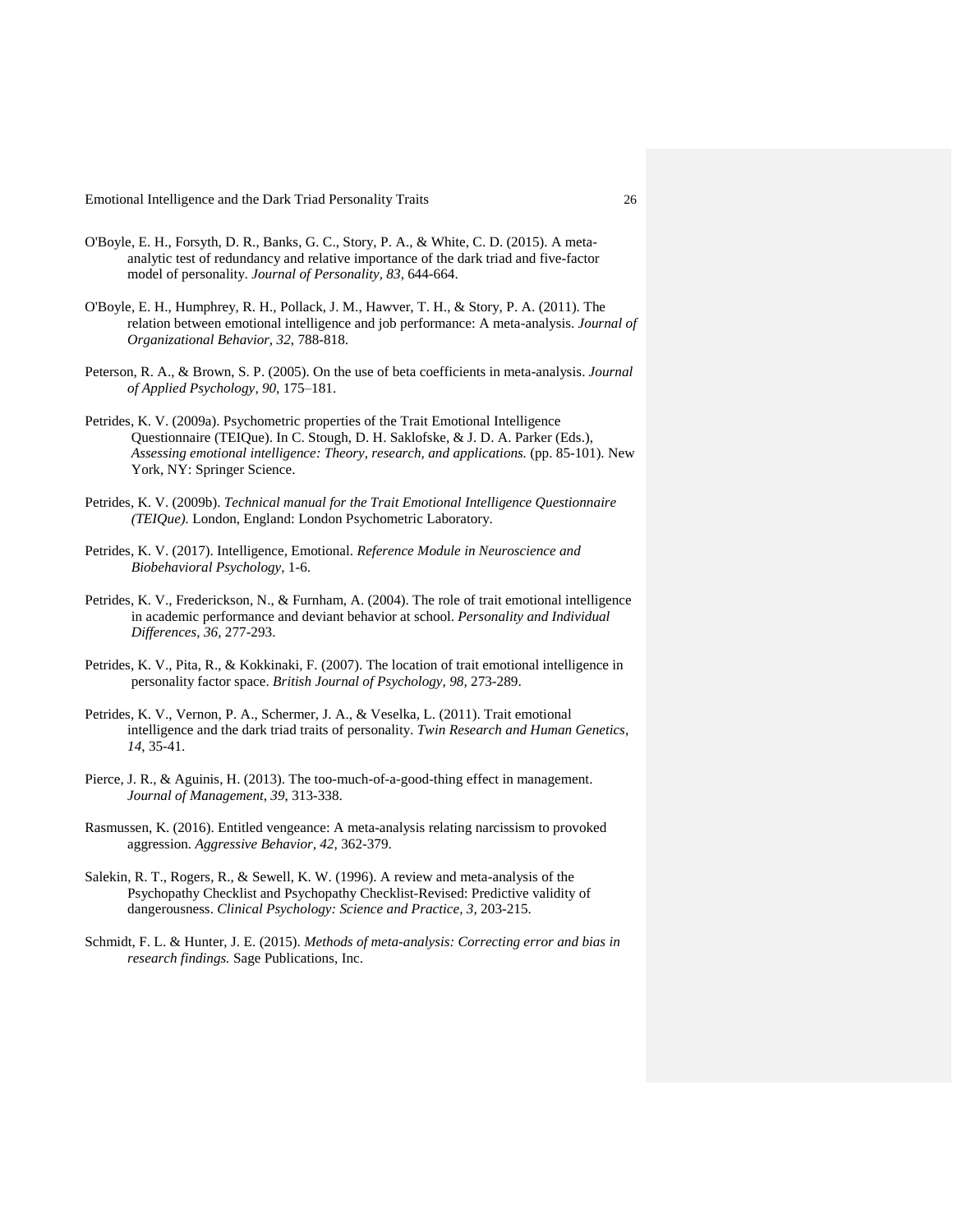O'Boyle, E. H., Forsyth, D. R., Banks, G. C., Story, P. A., & White, C. D. (2015). A meta-analytic test of redundancy and relative importance of the dark triad and five-factor model of personality. *Journal of Personality, 83,* 644-664.

O'Boyle, E. H., Humphrey, R. H., Pollack, J. M., Hawver, T. H., & Story, P. A. (2011). The relation between emotional intelligence and job performance: A meta-analysis. *Journal of Organizational Behavior, 32,* 788-818.

Peterson, R. A., & Brown, S. P. (2005). On the use of beta coefficients in meta-analysis. *Journal of Applied Psychology, 90,* 175–181.

Petrides, K. V. (2009a). Psychometric properties of the Trait Emotional Intelligence Questionnaire (TEIQue). In C. Stough, D. H. Saklofske, & J. D. A. Parker (Eds.), *Assessing emotional intelligence: Theory, research, and applications.* (pp. 85-101). New York, NY: Springer Science.

Petrides, K. V. (2009b). *Technical manual for the Trait Emotional Intelligence Questionnaire (TEIQue).* London, England: London Psychometric Laboratory.

Petrides, K. V. (2017). Intelligence, Emotional. *Reference Module in Neuroscience and Biobehavioral Psychology*, 1-6.

Petrides, K. V., Frederickson, N., & Furnham, A. (2004). The role of trait emotional intelligence in academic performance and deviant behavior at school. *Personality and Individual Differences*, *36,* 277-293.

Petrides, K. V., Pita, R., & Kokkinaki, F. (2007). The location of trait emotional intelligence in personality factor space. *British Journal of Psychology, 98,* 273-289.

Petrides, K. V., Vernon, P. A., Schermer, J. A., & Veselka, L. (2011). Trait emotional intelligence and the dark triad traits of personality. *Twin Research and Human Genetics*, *14*, 35-41.

Pierce, J. R., & Aguinis, H. (2013). The too-much-of-a-good-thing effect in management. *Journal of Management, 39,* 313-338.

Rasmussen, K. (2016). Entitled vengeance: A meta-analysis relating narcissism to provoked aggression. *Aggressive Behavior, 42,* 362-379.

Salekin, R. T., Rogers, R., & Sewell, K. W. (1996). A review and meta-analysis of the Psychopathy Checklist and Psychopathy Checklist-Revised: Predictive validity of dangerousness. *Clinical Psychology: Science and Practice, 3,* 203-215.

Schmidt, F. L. & Hunter, J. E. (2015). *Methods of meta-analysis: Correcting error and bias in research findings.* Sage Publications, Inc.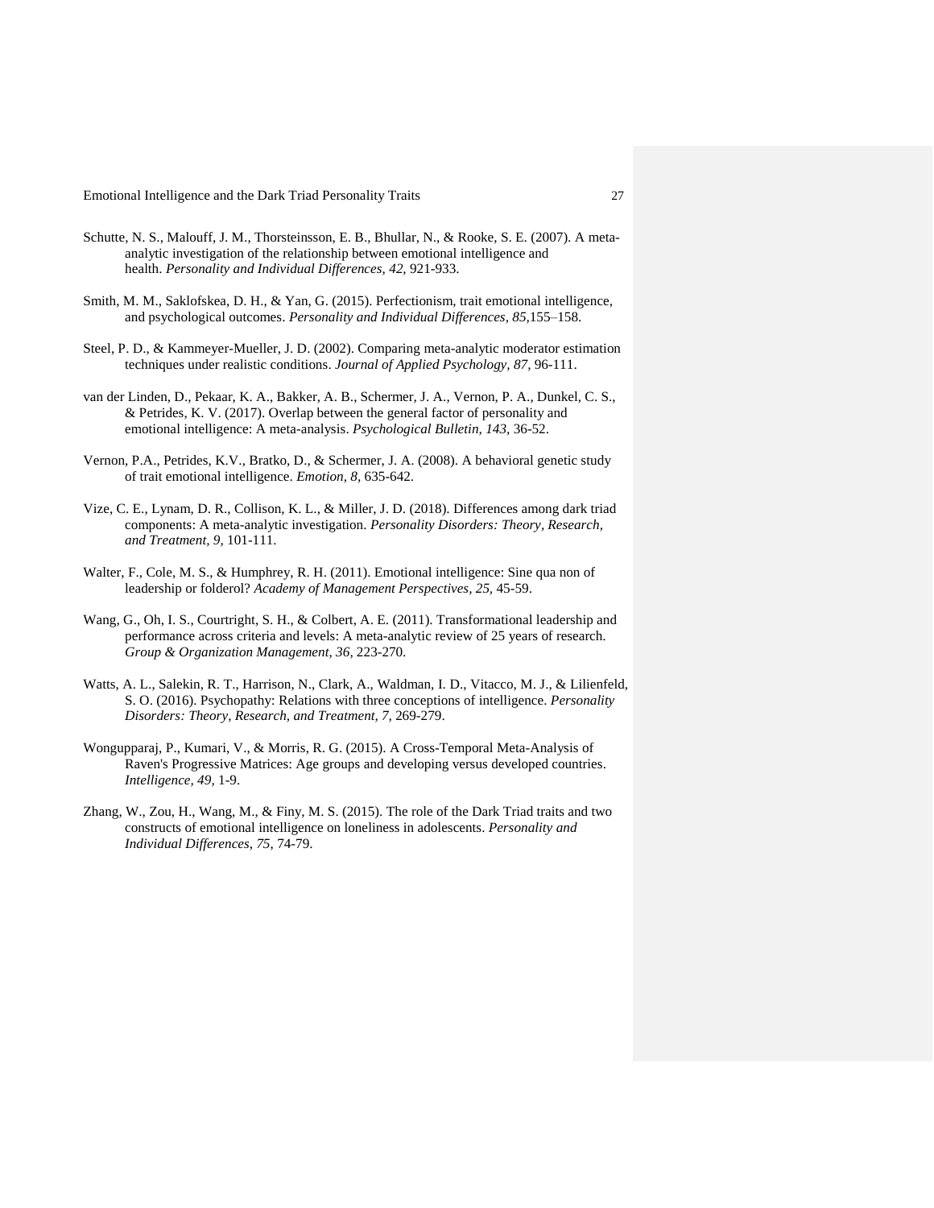Schutte, N. S., Malouff, J. M., Thorsteinsson, E. B., Bhullar, N., & Rooke, S. E. (2007). A meta-analytic investigation of the relationship between emotional intelligence and health. *Personality and Individual Differences, 42*, 921-933.

Smith, M. M., Saklofskea, D. H., & Yan, G. (2015). Perfectionism, trait emotional intelligence, and psychological outcomes. *Personality and Individual Differences, 85*,155–158.

Steel, P. D., & Kammeyer-Mueller, J. D. (2002). Comparing meta-analytic moderator estimation techniques under realistic conditions. *Journal of Applied Psychology, 87*, 96-111.

van der Linden, D., Pekaar, K. A., Bakker, A. B., Schermer, J. A., Vernon, P. A., Dunkel, C. S., & Petrides, K. V. (2017). Overlap between the general factor of personality and emotional intelligence: A meta-analysis. *Psychological Bulletin, 143*, 36-52.

Vernon, P.A., Petrides, K.V., Bratko, D., & Schermer, J. A. (2008). A behavioral genetic study of trait emotional intelligence. *Emotion, 8,* 635-642.

Vize, C. E., Lynam, D. R., Collison, K. L., & Miller, J. D. (2018). Differences among dark triad components: A meta-analytic investigation. *Personality Disorders: Theory, Research, and Treatment, 9,* 101-111.

Walter, F., Cole, M. S., & Humphrey, R. H. (2011). Emotional intelligence: Sine qua non of leadership or folderol? *Academy of Management Perspectives, 25,* 45-59.

Wang, G., Oh, I. S., Courtright, S. H., & Colbert, A. E. (2011). Transformational leadership and performance across criteria and levels: A meta-analytic review of 25 years of research. *Group & Organization Management, 36*, 223-270.

Watts, A. L., Salekin, R. T., Harrison, N., Clark, A., Waldman, I. D., Vitacco, M. J., & Lilienfeld, S. O. (2016). Psychopathy: Relations with three conceptions of intelligence. *Personality Disorders: Theory, Research, and Treatment, 7*, 269-279.

Wongupparaj, P., Kumari, V., & Morris, R. G. (2015). A Cross-Temporal Meta-Analysis of Raven's Progressive Matrices: Age groups and developing versus developed countries. *Intelligence, 49,* 1-9.

Zhang, W., Zou, H., Wang, M., & Finy, M. S. (2015). The role of the Dark Triad traits and two constructs of emotional intelligence on loneliness in adolescents. *Personality and Individual Differences*, *75*, 74-79.